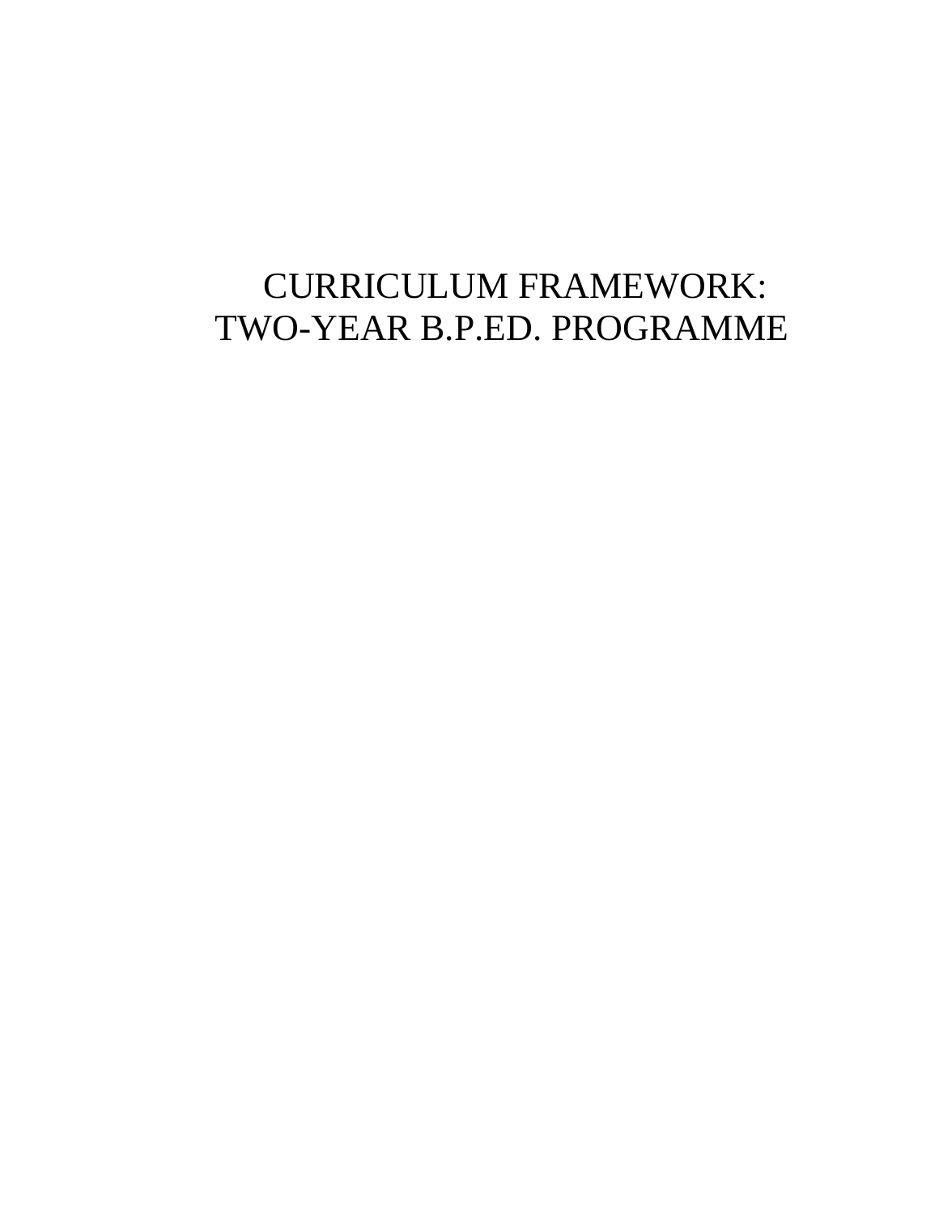# CURRICULUM FRAMEWORK:
# TWO-YEAR B.P.ED. PROGRAMME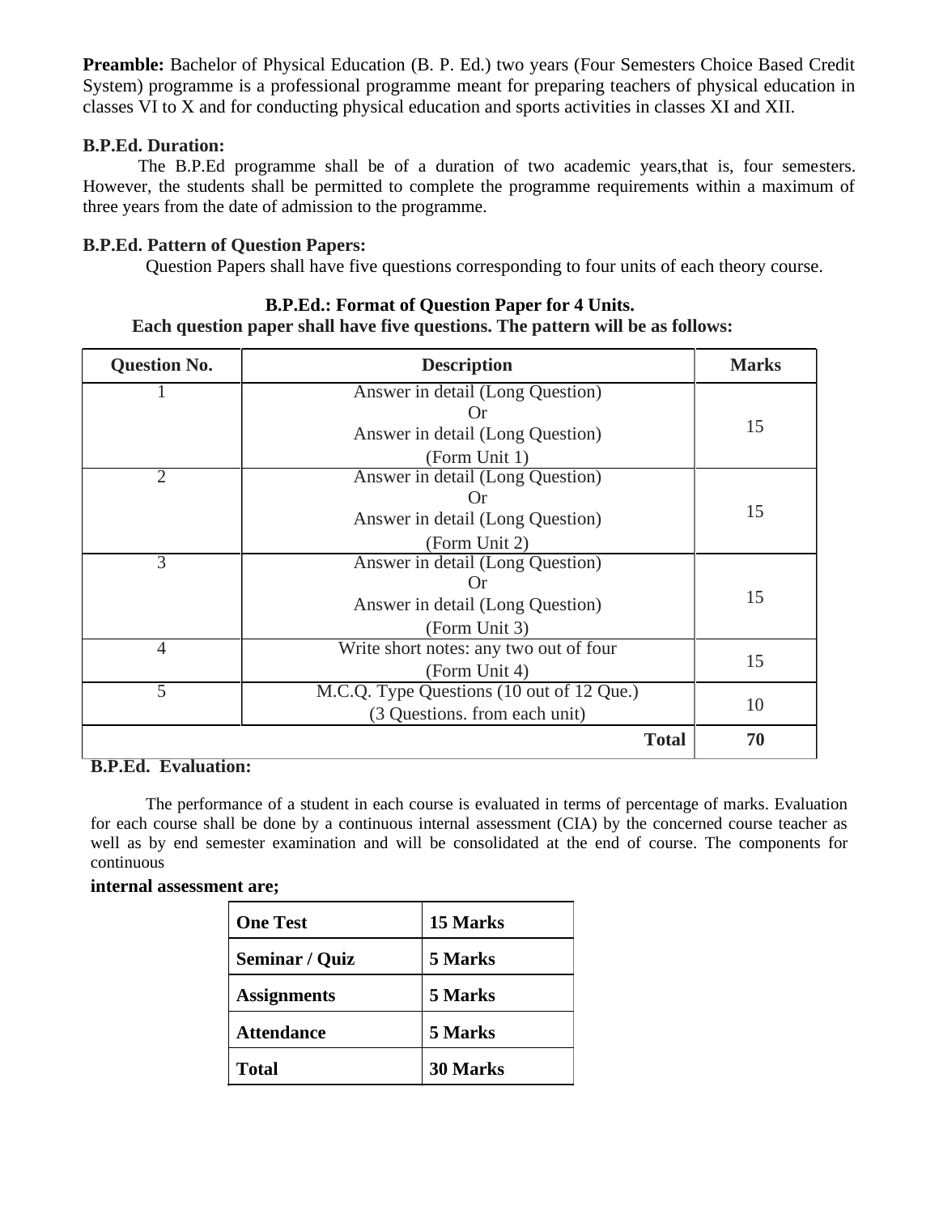**Preamble:** Bachelor of Physical Education (B. P. Ed.) two years (Four Semesters Choice Based Credit System) programme is a professional programme meant for preparing teachers of physical education in classes VI to X and for conducting physical education and sports activities in classes XI and XII.

**B.P.Ed. Duration:**

The B.P.Ed programme shall be of a duration of two academic years,that is, four semesters. However, the students shall be permitted to complete the programme requirements within a maximum of three years from the date of admission to the programme.

**B.P.Ed. Pattern of Question Papers:**

Question Papers shall have five questions corresponding to four units of each theory course.

**B.P.Ed.: Format of Question Paper for 4 Units.**
**Each question paper shall have five questions. The pattern will be as follows:**

| Question No. | Description | Marks |
|---|---|---|
| 1 | Answer in detail (Long Question)<br>Or<br>Answer in detail (Long Question)<br>(Form Unit 1) | 15 |
| 2 | Answer in detail (Long Question)<br>Or<br>Answer in detail (Long Question)<br>(Form Unit 2) | 15 |
| 3 | Answer in detail (Long Question)<br>Or<br>Answer in detail (Long Question)<br>(Form Unit 3) | 15 |
| 4 | Write short notes: any two out of four<br>(Form Unit 4) | 15 |
| 5 | M.C.Q. Type Questions (10 out of 12 Que.)<br>(3 Questions. from each unit) | 10 |
| | **Total** | **70** |

**B.P.Ed. Evaluation:**

The performance of a student in each course is evaluated in terms of percentage of marks. Evaluation for each course shall be done by a continuous internal assessment (CIA) by the concerned course teacher as well as by end semester examination and will be consolidated at the end of course. The components for continuous

**internal assessment are;**

| **One Test** | **15 Marks** |
|---|---|
| **Seminar / Quiz** | **5 Marks** |
| **Assignments** | **5 Marks** |
| **Attendance** | **5 Marks** |
| **Total** | **30 Marks** |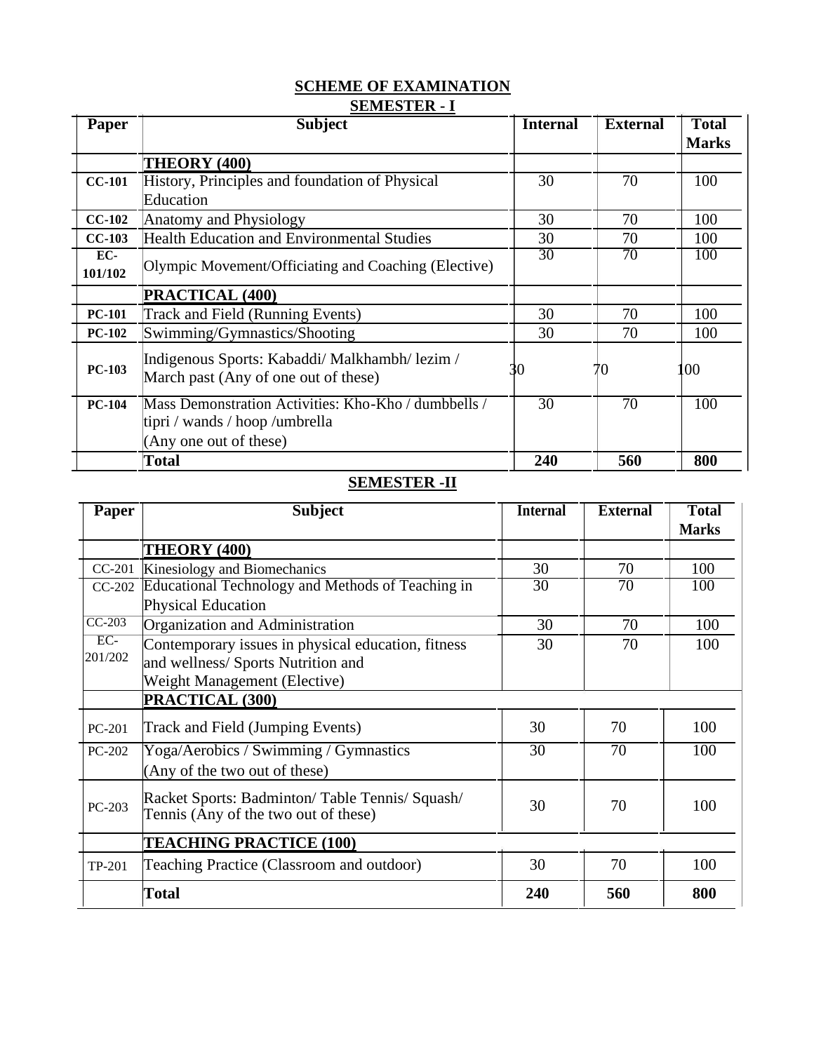## SCHEME OF EXAMINATION

### SEMESTER - I

| Paper | Subject | Internal | External | Total Marks |
|---|---|---|---|---|
| | **THEORY (400)** | | | |
| **CC-101** | History, Principles and foundation of Physical Education | 30 | 70 | 100 |
| **CC-102** | Anatomy and Physiology | 30 | 70 | 100 |
| **CC-103** | Health Education and Environmental Studies | 30 | 70 | 100 |
| **EC-101/102** | Olympic Movement/Officiating and Coaching (Elective) | 30 | 70 | 100 |
| | **PRACTICAL (400)** | | | |
| **PC-101** | Track and Field (Running Events) | 30 | 70 | 100 |
| **PC-102** | Swimming/Gymnastics/Shooting | 30 | 70 | 100 |
| **PC-103** | Indigenous Sports: Kabaddi/ Malkhambh/ lezim / March past (Any of one out of these) | 30 | 70 | 100 |
| **PC-104** | Mass Demonstration Activities: Kho-Kho / dumbbells / tipri / wands / hoop /umbrella (Any one out of these) | 30 | 70 | 100 |
| | **Total** | **240** | **560** | **800** |

### SEMESTER -II

| Paper | Subject | Internal | External | Total Marks |
|---|---|---|---|---|
| | **THEORY (400)** | | | |
| CC-201 | Kinesiology and Biomechanics | 30 | 70 | 100 |
| CC-202 | Educational Technology and Methods of Teaching in Physical Education | 30 | 70 | 100 |
| CC-203 | Organization and Administration | 30 | 70 | 100 |
| EC-201/202 | Contemporary issues in physical education, fitness and wellness/ Sports Nutrition and Weight Management (Elective) | 30 | 70 | 100 |
| | **PRACTICAL (300)** | | | |
| PC-201 | Track and Field (Jumping Events) | 30 | 70 | 100 |
| PC-202 | Yoga/Aerobics / Swimming / Gymnastics (Any of the two out of these) | 30 | 70 | 100 |
| PC-203 | Racket Sports: Badminton/ Table Tennis/ Squash/ Tennis (Any of the two out of these) | 30 | 70 | 100 |
| | **TEACHING PRACTICE (100)** | | | |
| TP-201 | Teaching Practice (Classroom and outdoor) | 30 | 70 | 100 |
| | **Total** | **240** | **560** | **800** |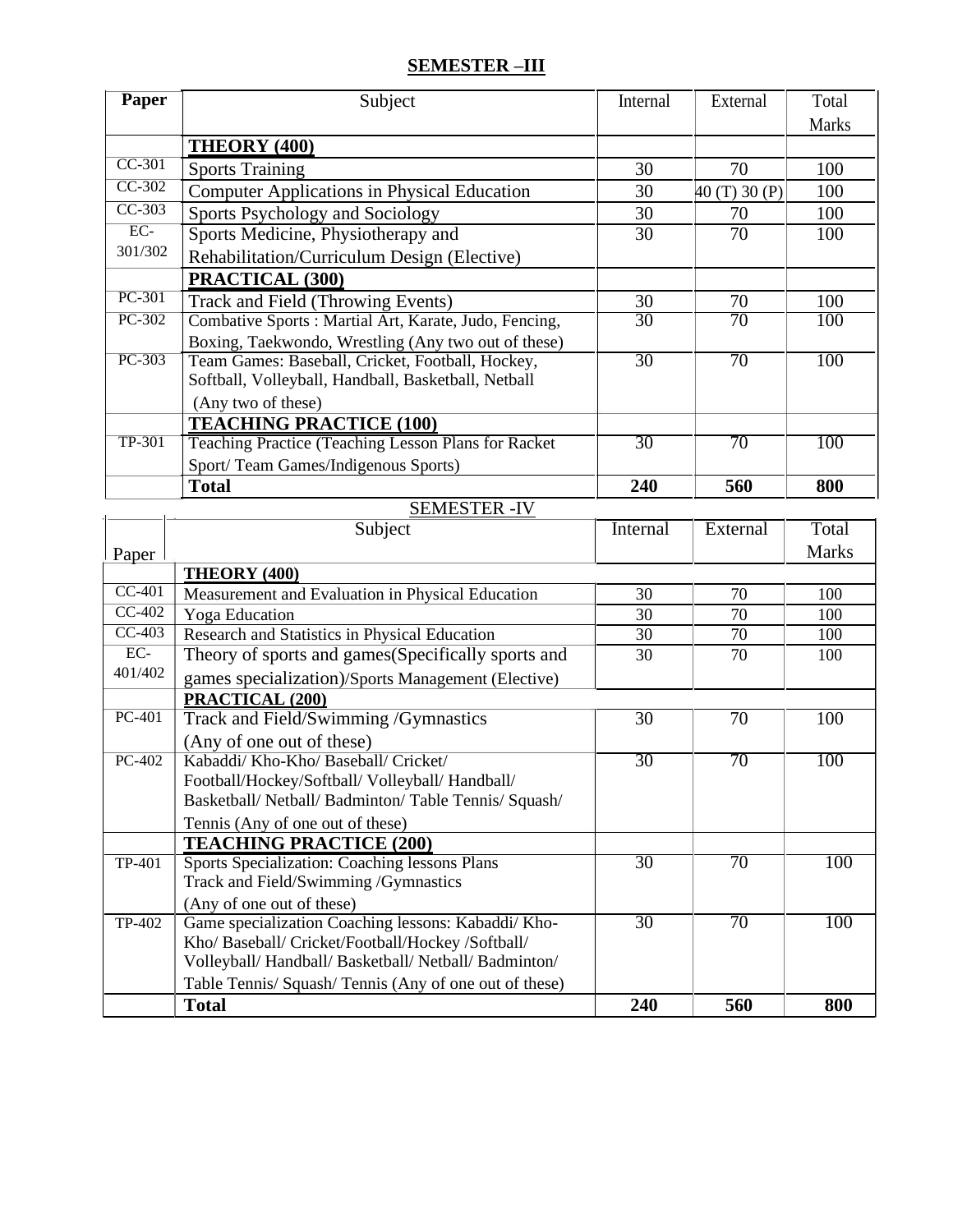## SEMESTER –III

| Paper | Subject | Internal | External | Total Marks |
|---|---|---|---|---|
| | **THEORY (400)** | | | |
| CC-301 | Sports Training | 30 | 70 | 100 |
| CC-302 | Computer Applications in Physical Education | 30 | 40 (T) 30 (P) | 100 |
| CC-303 | Sports Psychology and Sociology | 30 | 70 | 100 |
| EC-301/302 | Sports Medicine, Physiotherapy and Rehabilitation/Curriculum Design (Elective) | 30 | 70 | 100 |
| | **PRACTICAL (300)** | | | |
| PC-301 | Track and Field (Throwing Events) | 30 | 70 | 100 |
| PC-302 | Combative Sports : Martial Art, Karate, Judo, Fencing, Boxing, Taekwondo, Wrestling (Any two out of these) | 30 | 70 | 100 |
| PC-303 | Team Games: Baseball, Cricket, Football, Hockey, Softball, Volleyball, Handball, Basketball, Netball (Any two of these) | 30 | 70 | 100 |
| | **TEACHING PRACTICE (100)** | | | |
| TP-301 | Teaching Practice (Teaching Lesson Plans for Racket Sport/ Team Games/Indigenous Sports) | 30 | 70 | 100 |
| | **Total** | **240** | **560** | **800** |

## SEMESTER -IV

| Paper | Subject | Internal | External | Total Marks |
|---|---|---|---|---|
| | **THEORY (400)** | | | |
| CC-401 | Measurement and Evaluation in Physical Education | 30 | 70 | 100 |
| CC-402 | Yoga Education | 30 | 70 | 100 |
| CC-403 | Research and Statistics in Physical Education | 30 | 70 | 100 |
| EC-401/402 | Theory of sports and games(Specifically sports and games specialization)/Sports Management (Elective) | 30 | 70 | 100 |
| | **PRACTICAL (200)** | | | |
| PC-401 | Track and Field/Swimming /Gymnastics (Any of one out of these) | 30 | 70 | 100 |
| PC-402 | Kabaddi/ Kho-Kho/ Baseball/ Cricket/ Football/Hockey/Softball/ Volleyball/ Handball/ Basketball/ Netball/ Badminton/ Table Tennis/ Squash/ Tennis (Any of one out of these) | 30 | 70 | 100 |
| | **TEACHING PRACTICE (200)** | | | |
| TP-401 | Sports Specialization: Coaching lessons Plans Track and Field/Swimming /Gymnastics (Any of one out of these) | 30 | 70 | 100 |
| TP-402 | Game specialization Coaching lessons: Kabaddi/ Kho-Kho/ Baseball/ Cricket/Football/Hockey /Softball/ Volleyball/ Handball/ Basketball/ Netball/ Badminton/ Table Tennis/ Squash/ Tennis (Any of one out of these) | 30 | 70 | 100 |
| | **Total** | **240** | **560** | **800** |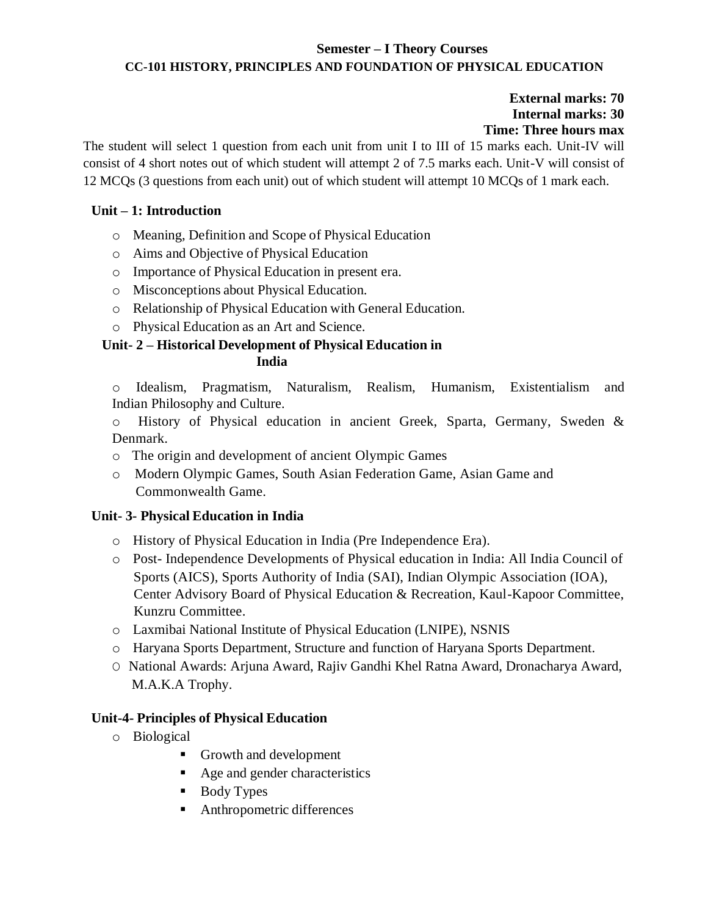## Semester – I Theory Courses

### CC-101 HISTORY, PRINCIPLES AND FOUNDATION OF PHYSICAL EDUCATION

**External marks: 70**
**Internal marks: 30**
**Time: Three hours max**

The student will select 1 question from each unit from unit I to III of 15 marks each. Unit-IV will consist of 4 short notes out of which student will attempt 2 of 7.5 marks each. Unit-V will consist of 12 MCQs (3 questions from each unit) out of which student will attempt 10 MCQs of 1 mark each.

**Unit – 1: Introduction**

- Meaning, Definition and Scope of Physical Education
- Aims and Objective of Physical Education
- Importance of Physical Education in present era.
- Misconceptions about Physical Education.
- Relationship of Physical Education with General Education.
- Physical Education as an Art and Science.

**Unit- 2 – Historical Development of Physical Education in India**

- Idealism, Pragmatism, Naturalism, Realism, Humanism, Existentialism and Indian Philosophy and Culture.
- History of Physical education in ancient Greek, Sparta, Germany, Sweden & Denmark.
- The origin and development of ancient Olympic Games
- Modern Olympic Games, South Asian Federation Game, Asian Game and Commonwealth Game.

**Unit- 3- Physical Education in India**

- History of Physical Education in India (Pre Independence Era).
- Post- Independence Developments of Physical education in India: All India Council of Sports (AICS), Sports Authority of India (SAI), Indian Olympic Association (IOA), Center Advisory Board of Physical Education & Recreation, Kaul-Kapoor Committee, Kunzru Committee.
- Laxmibai National Institute of Physical Education (LNIPE), NSNIS
- Haryana Sports Department, Structure and function of Haryana Sports Department.
- National Awards: Arjuna Award, Rajiv Gandhi Khel Ratna Award, Dronacharya Award, M.A.K.A Trophy.

**Unit-4- Principles of Physical Education**

- Biological
  - Growth and development
  - Age and gender characteristics
  - Body Types
  - Anthropometric differences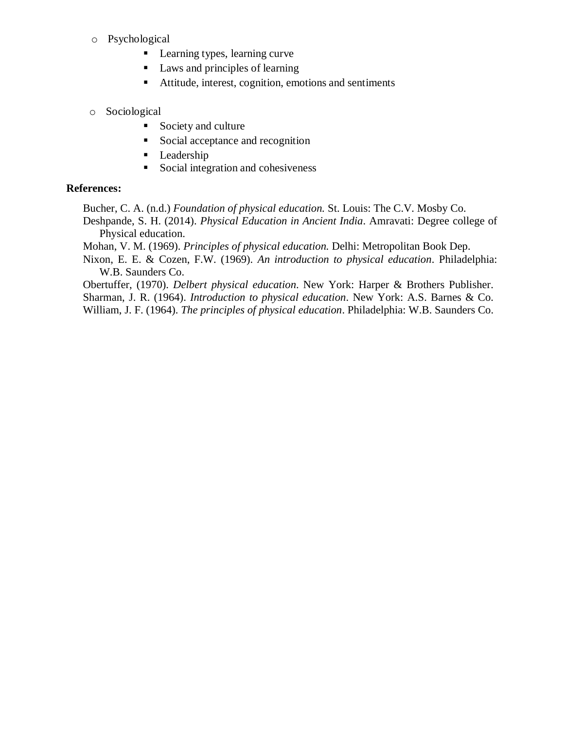- Psychological
    - Learning types, learning curve
    - Laws and principles of learning
    - Attitude, interest, cognition, emotions and sentiments

- Sociological
    - Society and culture
    - Social acceptance and recognition
    - Leadership
    - Social integration and cohesiveness

**References:**

Bucher, C. A. (n.d.) *Foundation of physical education.* St. Louis: The C.V. Mosby Co.

Deshpande, S. H. (2014). *Physical Education in Ancient India*. Amravati: Degree college of Physical education.

Mohan, V. M. (1969). *Principles of physical education.* Delhi: Metropolitan Book Dep.

Nixon, E. E. & Cozen, F.W. (1969). *An introduction to physical education*. Philadelphia: W.B. Saunders Co.

Obertuffer, (1970). *Delbert physical education*. New York: Harper & Brothers Publisher.

Sharman, J. R. (1964). *Introduction to physical education*. New York: A.S. Barnes & Co.

William, J. F. (1964). *The principles of physical education*. Philadelphia: W.B. Saunders Co.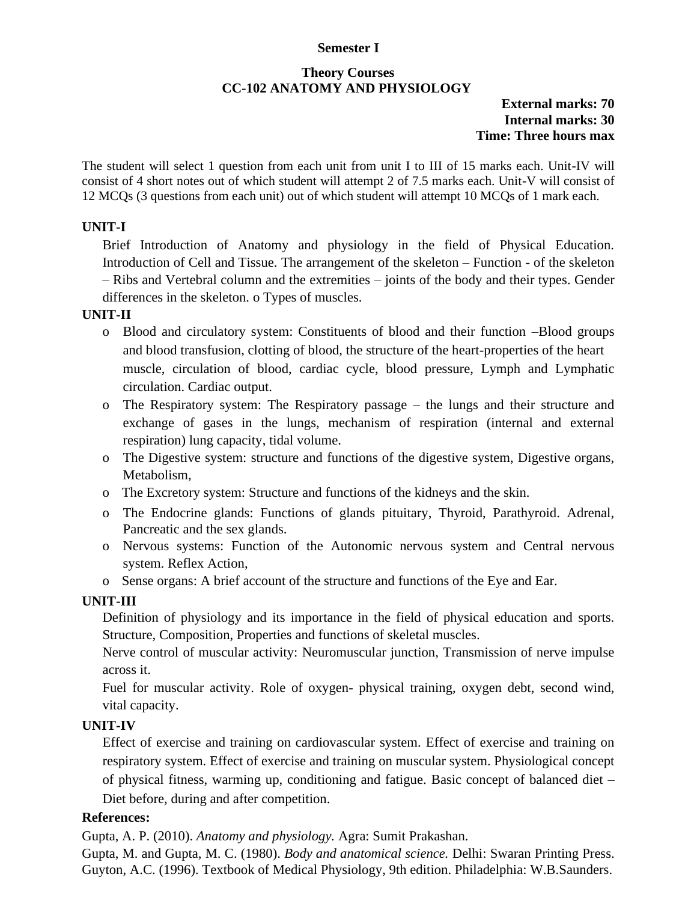**Semester I**

**Theory Courses**

**CC-102 ANATOMY AND PHYSIOLOGY**

**External marks: 70**
**Internal marks: 30**
**Time: Three hours max**

The student will select 1 question from each unit from unit I to III of 15 marks each. Unit-IV will consist of 4 short notes out of which student will attempt 2 of 7.5 marks each. Unit-V will consist of 12 MCQs (3 questions from each unit) out of which student will attempt 10 MCQs of 1 mark each.

**UNIT-I**

Brief Introduction of Anatomy and physiology in the field of Physical Education. Introduction of Cell and Tissue. The arrangement of the skeleton – Function - of the skeleton – Ribs and Vertebral column and the extremities – joints of the body and their types. Gender differences in the skeleton. o Types of muscles.

**UNIT-II**

- Blood and circulatory system: Constituents of blood and their function –Blood groups and blood transfusion, clotting of blood, the structure of the heart-properties of the heart muscle, circulation of blood, cardiac cycle, blood pressure, Lymph and Lymphatic circulation. Cardiac output.
- The Respiratory system: The Respiratory passage – the lungs and their structure and exchange of gases in the lungs, mechanism of respiration (internal and external respiration) lung capacity, tidal volume.
- The Digestive system: structure and functions of the digestive system, Digestive organs, Metabolism,
- The Excretory system: Structure and functions of the kidneys and the skin.
- The Endocrine glands: Functions of glands pituitary, Thyroid, Parathyroid. Adrenal, Pancreatic and the sex glands.
- Nervous systems: Function of the Autonomic nervous system and Central nervous system. Reflex Action,
- Sense organs: A brief account of the structure and functions of the Eye and Ear.

**UNIT-III**

Definition of physiology and its importance in the field of physical education and sports. Structure, Composition, Properties and functions of skeletal muscles.

Nerve control of muscular activity: Neuromuscular junction, Transmission of nerve impulse across it.

Fuel for muscular activity. Role of oxygen- physical training, oxygen debt, second wind, vital capacity.

**UNIT-IV**

Effect of exercise and training on cardiovascular system. Effect of exercise and training on respiratory system. Effect of exercise and training on muscular system. Physiological concept of physical fitness, warming up, conditioning and fatigue. Basic concept of balanced diet – Diet before, during and after competition.

**References:**

Gupta, A. P. (2010). *Anatomy and physiology.* Agra: Sumit Prakashan.

Gupta, M. and Gupta, M. C. (1980). *Body and anatomical science.* Delhi: Swaran Printing Press.

Guyton, A.C. (1996). Textbook of Medical Physiology, 9th edition. Philadelphia: W.B.Saunders.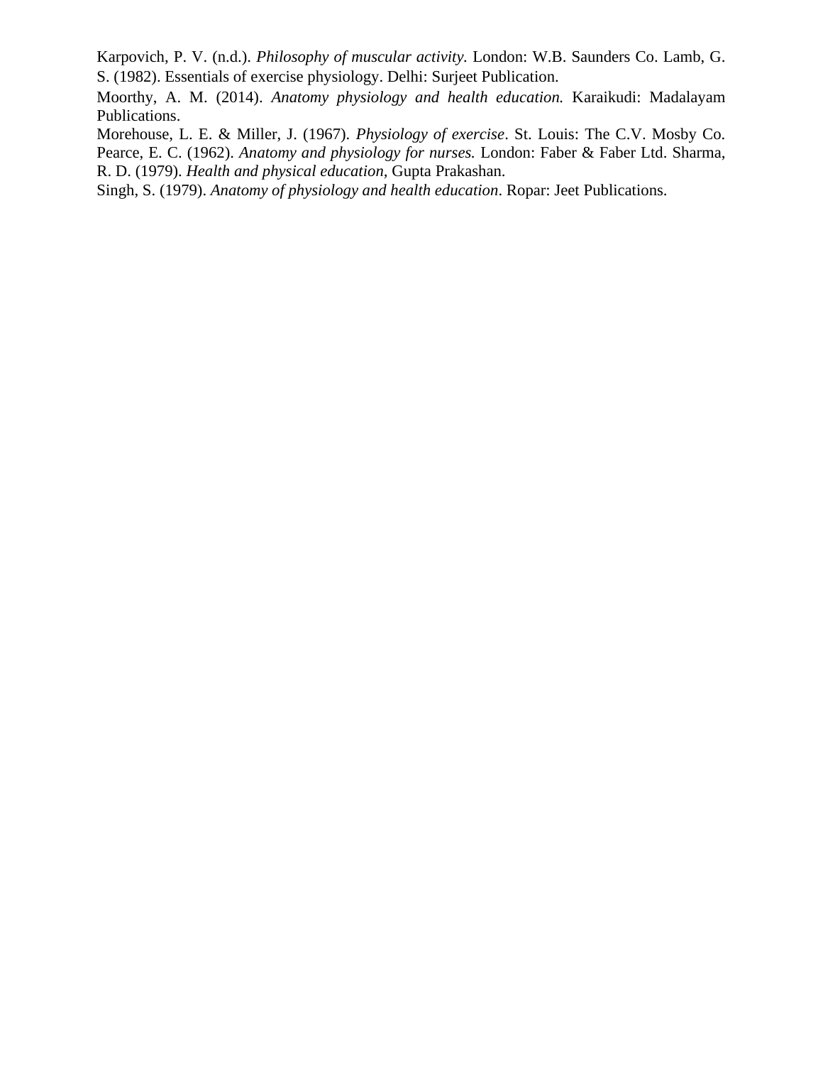Karpovich, P. V. (n.d.). *Philosophy of muscular activity.* London: W.B. Saunders Co. Lamb, G. S. (1982). Essentials of exercise physiology. Delhi: Surjeet Publication.

Moorthy, A. M. (2014). *Anatomy physiology and health education.* Karaikudi: Madalayam Publications.

Morehouse, L. E. & Miller, J. (1967). *Physiology of exercise*. St. Louis: The C.V. Mosby Co. Pearce, E. C. (1962). *Anatomy and physiology for nurses.* London: Faber & Faber Ltd. Sharma, R. D. (1979). *Health and physical education,* Gupta Prakashan.

Singh, S. (1979). *Anatomy of physiology and health education*. Ropar: Jeet Publications.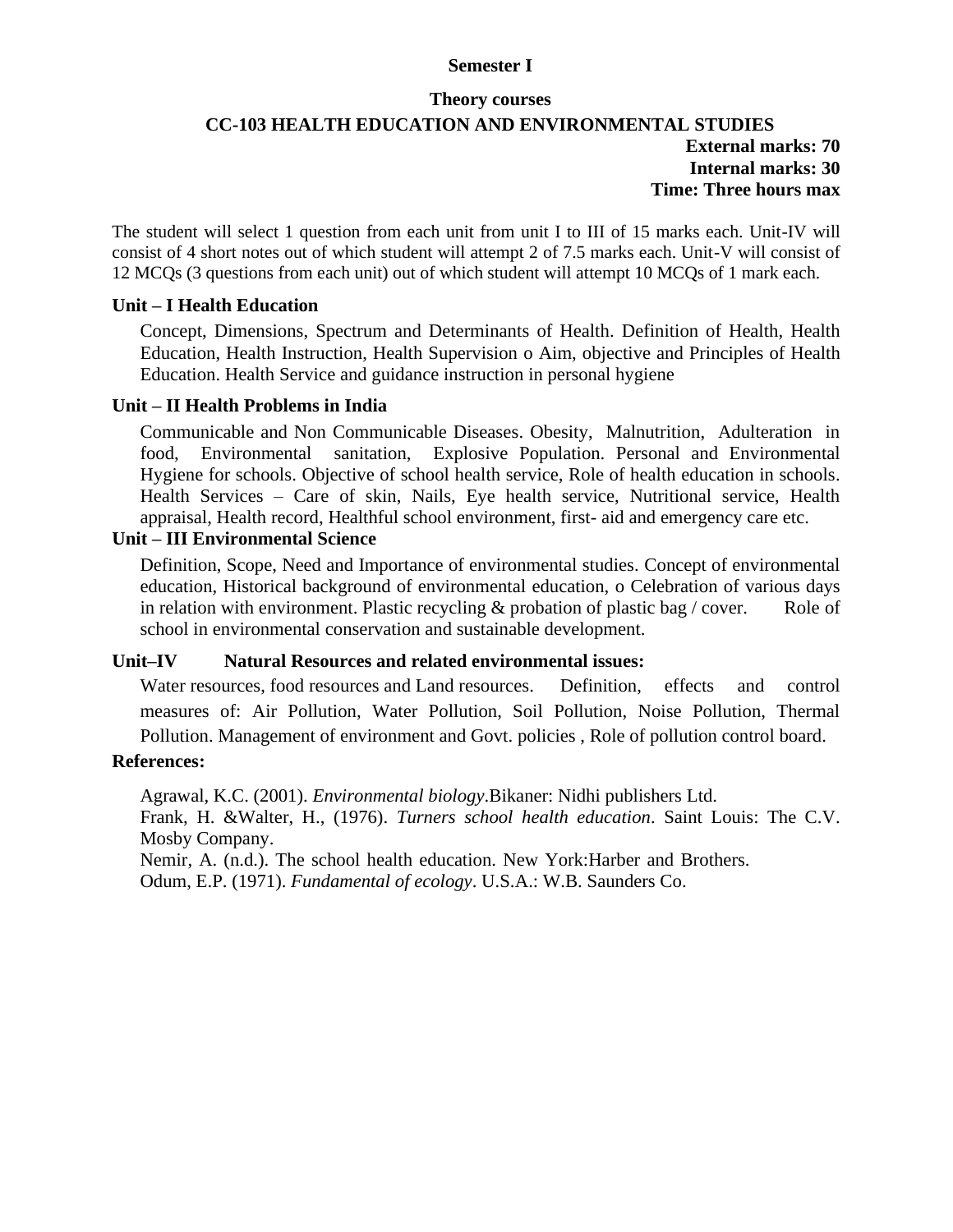**Semester I**

**Theory courses**

## CC-103 HEALTH EDUCATION AND ENVIRONMENTAL STUDIES

**External marks: 70**
**Internal marks: 30**
**Time: Three hours max**

The student will select 1 question from each unit from unit I to III of 15 marks each. Unit-IV will consist of 4 short notes out of which student will attempt 2 of 7.5 marks each. Unit-V will consist of 12 MCQs (3 questions from each unit) out of which student will attempt 10 MCQs of 1 mark each.

### Unit – I Health Education

Concept, Dimensions, Spectrum and Determinants of Health. Definition of Health, Health Education, Health Instruction, Health Supervision o Aim, objective and Principles of Health Education. Health Service and guidance instruction in personal hygiene

### Unit – II Health Problems in India

Communicable and Non Communicable Diseases. Obesity, Malnutrition, Adulteration in food, Environmental sanitation, Explosive Population. Personal and Environmental Hygiene for schools. Objective of school health service, Role of health education in schools. Health Services – Care of skin, Nails, Eye health service, Nutritional service, Health appraisal, Health record, Healthful school environment, first- aid and emergency care etc.

### Unit – III Environmental Science

Definition, Scope, Need and Importance of environmental studies. Concept of environmental education, Historical background of environmental education, o Celebration of various days in relation with environment. Plastic recycling & probation of plastic bag / cover. Role of school in environmental conservation and sustainable development.

### Unit–IV Natural Resources and related environmental issues:

Water resources, food resources and Land resources. Definition, effects and control measures of: Air Pollution, Water Pollution, Soil Pollution, Noise Pollution, Thermal Pollution. Management of environment and Govt. policies , Role of pollution control board.

### References:

Agrawal, K.C. (2001). *Environmental biology*.Bikaner: Nidhi publishers Ltd.

Frank, H. &Walter, H., (1976). *Turners school health education*. Saint Louis: The C.V. Mosby Company.

Nemir, A. (n.d.). The school health education. New York:Harber and Brothers.

Odum, E.P. (1971). *Fundamental of ecology*. U.S.A.: W.B. Saunders Co.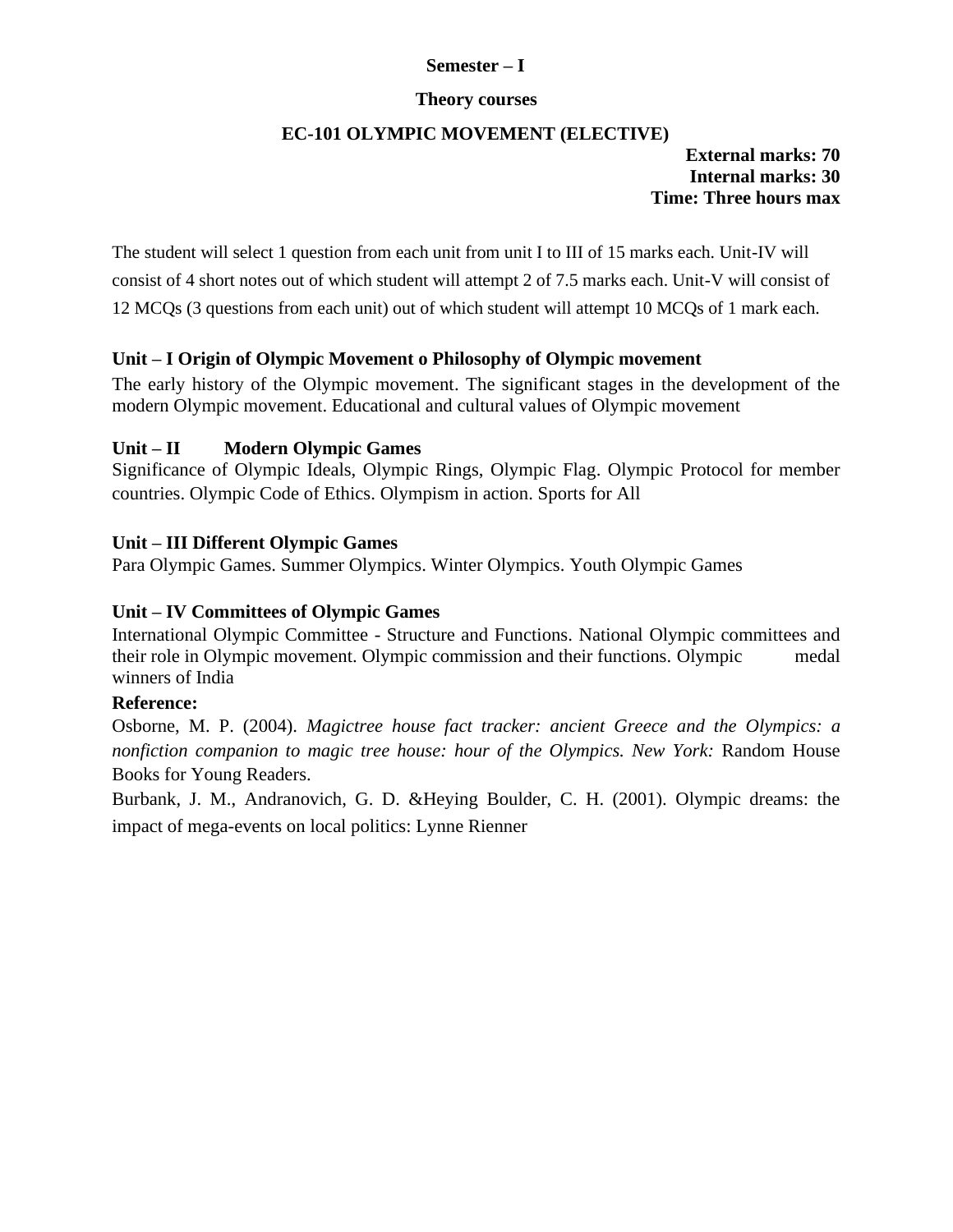**Semester – I**

**Theory courses**

**EC-101 OLYMPIC MOVEMENT (ELECTIVE)**

**External marks: 70**
**Internal marks: 30**
**Time: Three hours max**

The student will select 1 question from each unit from unit I to III of 15 marks each. Unit-IV will consist of 4 short notes out of which student will attempt 2 of 7.5 marks each. Unit-V will consist of 12 MCQs (3 questions from each unit) out of which student will attempt 10 MCQs of 1 mark each.

**Unit – I Origin of Olympic Movement o Philosophy of Olympic movement**

The early history of the Olympic movement. The significant stages in the development of the modern Olympic movement. Educational and cultural values of Olympic movement

**Unit – II Modern Olympic Games**

Significance of Olympic Ideals, Olympic Rings, Olympic Flag. Olympic Protocol for member countries. Olympic Code of Ethics. Olympism in action. Sports for All

**Unit – III Different Olympic Games**

Para Olympic Games. Summer Olympics. Winter Olympics. Youth Olympic Games

**Unit – IV Committees of Olympic Games**

International Olympic Committee - Structure and Functions. National Olympic committees and their role in Olympic movement. Olympic commission and their functions. Olympic medal winners of India

**Reference:**

Osborne, M. P. (2004). *Magictree house fact tracker: ancient Greece and the Olympics: a nonfiction companion to magic tree house: hour of the Olympics. New York:* Random House Books for Young Readers.

Burbank, J. M., Andranovich, G. D. &Heying Boulder, C. H. (2001). Olympic dreams: the impact of mega-events on local politics: Lynne Rienner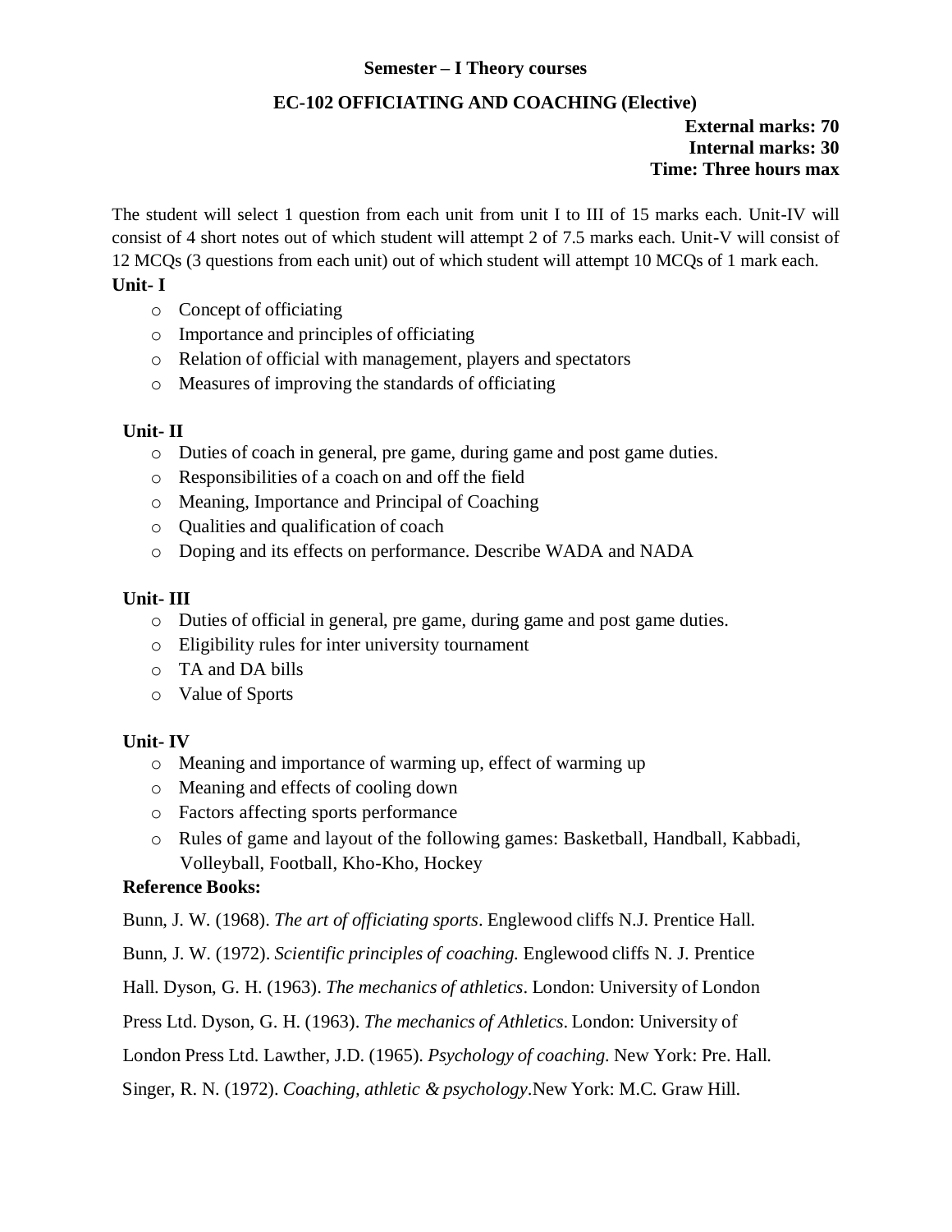**Semester – I Theory courses**

## EC-102 OFFICIATING AND COACHING (Elective)

**External marks: 70**
**Internal marks: 30**
**Time: Three hours max**

The student will select 1 question from each unit from unit I to III of 15 marks each. Unit-IV will consist of 4 short notes out of which student will attempt 2 of 7.5 marks each. Unit-V will consist of 12 MCQs (3 questions from each unit) out of which student will attempt 10 MCQs of 1 mark each.

### Unit- I

- Concept of officiating
- Importance and principles of officiating
- Relation of official with management, players and spectators
- Measures of improving the standards of officiating

### Unit- II

- Duties of coach in general, pre game, during game and post game duties.
- Responsibilities of a coach on and off the field
- Meaning, Importance and Principal of Coaching
- Qualities and qualification of coach
- Doping and its effects on performance. Describe WADA and NADA

### Unit- III

- Duties of official in general, pre game, during game and post game duties.
- Eligibility rules for inter university tournament
- TA and DA bills
- Value of Sports

### Unit- IV

- Meaning and importance of warming up, effect of warming up
- Meaning and effects of cooling down
- Factors affecting sports performance
- Rules of game and layout of the following games: Basketball, Handball, Kabbadi, Volleyball, Football, Kho-Kho, Hockey

### Reference Books:

Bunn, J. W. (1968). *The art of officiating sports*. Englewood cliffs N.J. Prentice Hall.

Bunn, J. W. (1972). *Scientific principles of coaching.* Englewood cliffs N. J. Prentice Hall.

Dyson, G. H. (1963). *The mechanics of athletics*. London: University of London Press Ltd.

Dyson, G. H. (1963). *The mechanics of Athletics*. London: University of London Press Ltd.

Lawther, J.D. (1965). *Psychology of coaching.* New York: Pre. Hall.

Singer, R. N. (1972). *Coaching, athletic & psychology*.New York: M.C. Graw Hill.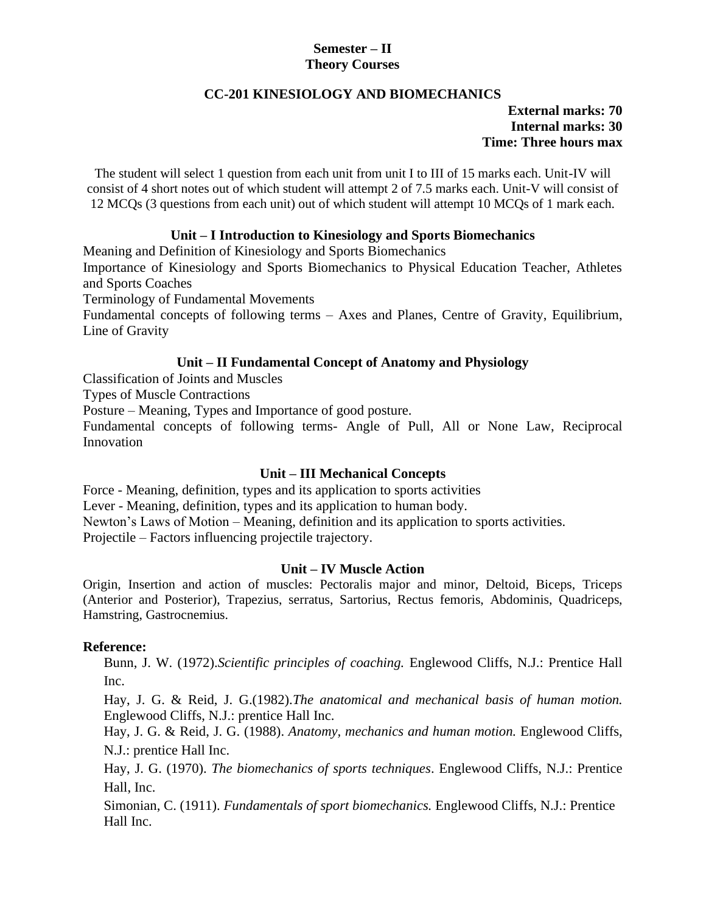**Semester – II**
**Theory Courses**

## CC-201 KINESIOLOGY AND BIOMECHANICS

**External marks: 70**
**Internal marks: 30**
**Time: Three hours max**

The student will select 1 question from each unit from unit I to III of 15 marks each. Unit-IV will consist of 4 short notes out of which student will attempt 2 of 7.5 marks each. Unit-V will consist of 12 MCQs (3 questions from each unit) out of which student will attempt 10 MCQs of 1 mark each.

### Unit – I Introduction to Kinesiology and Sports Biomechanics

Meaning and Definition of Kinesiology and Sports Biomechanics

Importance of Kinesiology and Sports Biomechanics to Physical Education Teacher, Athletes and Sports Coaches

Terminology of Fundamental Movements

Fundamental concepts of following terms – Axes and Planes, Centre of Gravity, Equilibrium, Line of Gravity

### Unit – II Fundamental Concept of Anatomy and Physiology

Classification of Joints and Muscles

Types of Muscle Contractions

Posture – Meaning, Types and Importance of good posture.

Fundamental concepts of following terms- Angle of Pull, All or None Law, Reciprocal Innovation

### Unit – III Mechanical Concepts

Force - Meaning, definition, types and its application to sports activities

Lever - Meaning, definition, types and its application to human body.

Newton's Laws of Motion – Meaning, definition and its application to sports activities.

Projectile – Factors influencing projectile trajectory.

### Unit – IV Muscle Action

Origin, Insertion and action of muscles: Pectoralis major and minor, Deltoid, Biceps, Triceps (Anterior and Posterior), Trapezius, serratus, Sartorius, Rectus femoris, Abdominis, Quadriceps, Hamstring, Gastrocnemius.

**Reference:**

Bunn, J. W. (1972).*Scientific principles of coaching.* Englewood Cliffs, N.J.: Prentice Hall Inc.

Hay, J. G. & Reid, J. G.(1982).*The anatomical and mechanical basis of human motion.* Englewood Cliffs, N.J.: prentice Hall Inc.

Hay, J. G. & Reid, J. G. (1988). *Anatomy, mechanics and human motion.* Englewood Cliffs, N.J.: prentice Hall Inc.

Hay, J. G. (1970). *The biomechanics of sports techniques*. Englewood Cliffs, N.J.: Prentice Hall, Inc.

Simonian, C. (1911). *Fundamentals of sport biomechanics.* Englewood Cliffs, N.J.: Prentice Hall Inc.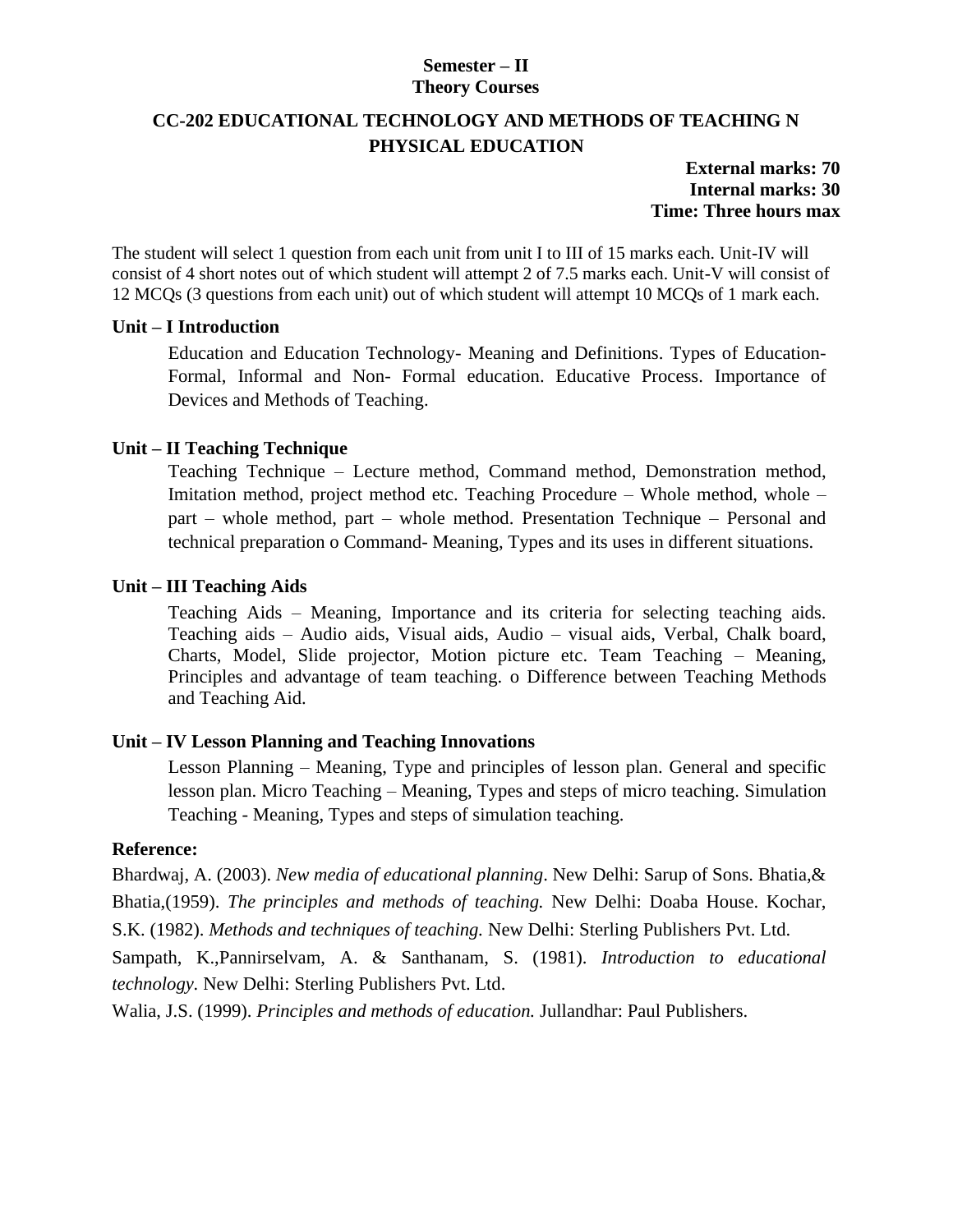**Semester – II**
**Theory Courses**

## CC-202 EDUCATIONAL TECHNOLOGY AND METHODS OF TEACHING N PHYSICAL EDUCATION

**External marks: 70**
**Internal marks: 30**
**Time: Three hours max**

The student will select 1 question from each unit from unit I to III of 15 marks each. Unit-IV will consist of 4 short notes out of which student will attempt 2 of 7.5 marks each. Unit-V will consist of 12 MCQs (3 questions from each unit) out of which student will attempt 10 MCQs of 1 mark each.

### Unit – I Introduction

Education and Education Technology- Meaning and Definitions. Types of Education- Formal, Informal and Non- Formal education. Educative Process. Importance of Devices and Methods of Teaching.

### Unit – II Teaching Technique

Teaching Technique – Lecture method, Command method, Demonstration method, Imitation method, project method etc. Teaching Procedure – Whole method, whole – part – whole method, part – whole method. Presentation Technique – Personal and technical preparation o Command- Meaning, Types and its uses in different situations.

### Unit – III Teaching Aids

Teaching Aids – Meaning, Importance and its criteria for selecting teaching aids. Teaching aids – Audio aids, Visual aids, Audio – visual aids, Verbal, Chalk board, Charts, Model, Slide projector, Motion picture etc. Team Teaching – Meaning, Principles and advantage of team teaching. o Difference between Teaching Methods and Teaching Aid.

### Unit – IV Lesson Planning and Teaching Innovations

Lesson Planning – Meaning, Type and principles of lesson plan. General and specific lesson plan. Micro Teaching – Meaning, Types and steps of micro teaching. Simulation Teaching - Meaning, Types and steps of simulation teaching.

### Reference:

Bhardwaj, A. (2003). *New media of educational planning*. New Delhi: Sarup of Sons. Bhatia,& Bhatia,(1959). *The principles and methods of teaching.* New Delhi: Doaba House. Kochar, S.K. (1982). *Methods and techniques of teaching.* New Delhi: Sterling Publishers Pvt. Ltd.

Sampath, K.,Pannirselvam, A. & Santhanam, S. (1981). *Introduction to educational technology*. New Delhi: Sterling Publishers Pvt. Ltd.

Walia, J.S. (1999). *Principles and methods of education.* Jullandhar: Paul Publishers.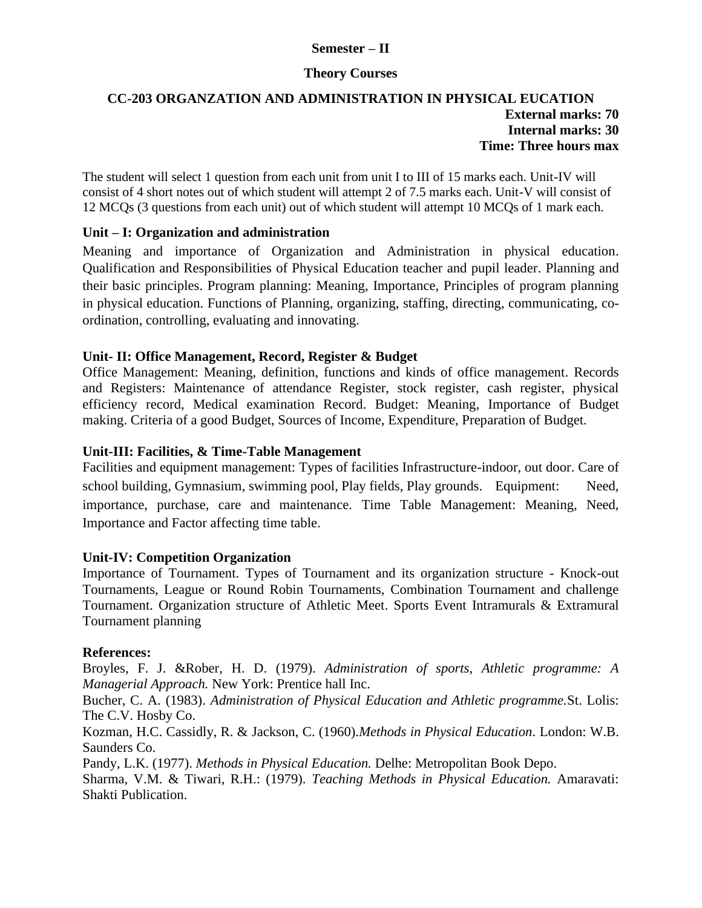**Semester – II**

**Theory Courses**

**CC-203 ORGANZATION AND ADMINISTRATION IN PHYSICAL EUCATION**

**External marks: 70**
**Internal marks: 30**
**Time: Three hours max**

The student will select 1 question from each unit from unit I to III of 15 marks each. Unit-IV will consist of 4 short notes out of which student will attempt 2 of 7.5 marks each. Unit-V will consist of 12 MCQs (3 questions from each unit) out of which student will attempt 10 MCQs of 1 mark each.

**Unit – I: Organization and administration**

Meaning and importance of Organization and Administration in physical education. Qualification and Responsibilities of Physical Education teacher and pupil leader. Planning and their basic principles. Program planning: Meaning, Importance, Principles of program planning in physical education. Functions of Planning, organizing, staffing, directing, communicating, co-ordination, controlling, evaluating and innovating.

**Unit- II: Office Management, Record, Register & Budget**

Office Management: Meaning, definition, functions and kinds of office management. Records and Registers: Maintenance of attendance Register, stock register, cash register, physical efficiency record, Medical examination Record. Budget: Meaning, Importance of Budget making. Criteria of a good Budget, Sources of Income, Expenditure, Preparation of Budget.

**Unit-III: Facilities, & Time-Table Management**

Facilities and equipment management: Types of facilities Infrastructure-indoor, out door. Care of school building, Gymnasium, swimming pool, Play fields, Play grounds. Equipment: Need, importance, purchase, care and maintenance. Time Table Management: Meaning, Need, Importance and Factor affecting time table.

**Unit-IV: Competition Organization**

Importance of Tournament. Types of Tournament and its organization structure - Knock-out Tournaments, League or Round Robin Tournaments, Combination Tournament and challenge Tournament. Organization structure of Athletic Meet. Sports Event Intramurals & Extramural Tournament planning

**References:**

Broyles, F. J. &Rober, H. D. (1979). *Administration of sports, Athletic programme: A Managerial Approach.* New York: Prentice hall Inc.

Bucher, C. A. (1983). *Administration of Physical Education and Athletic programme.*St. Lolis: The C.V. Hosby Co.

Kozman, H.C. Cassidly, R. & Jackson, C. (1960).*Methods in Physical Education*. London: W.B. Saunders Co.

Pandy, L.K. (1977). *Methods in Physical Education.* Delhe: Metropolitan Book Depo.

Sharma, V.M. & Tiwari, R.H.: (1979). *Teaching Methods in Physical Education.* Amaravati: Shakti Publication.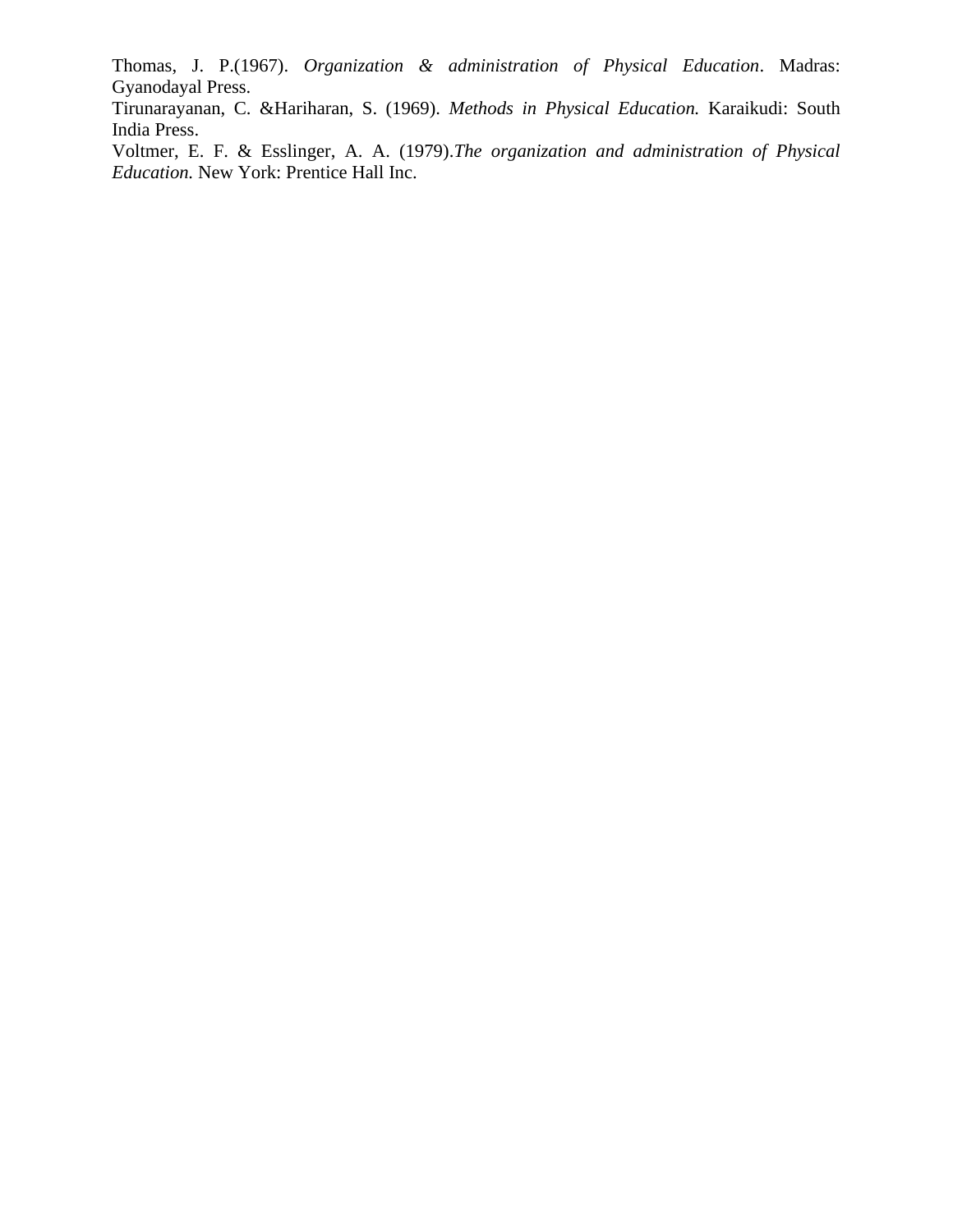Thomas, J. P.(1967). *Organization & administration of Physical Education*. Madras: Gyanodayal Press.

Tirunarayanan, C. &Hariharan, S. (1969). *Methods in Physical Education.* Karaikudi: South India Press.

Voltmer, E. F. & Esslinger, A. A. (1979).*The organization and administration of Physical Education.* New York: Prentice Hall Inc.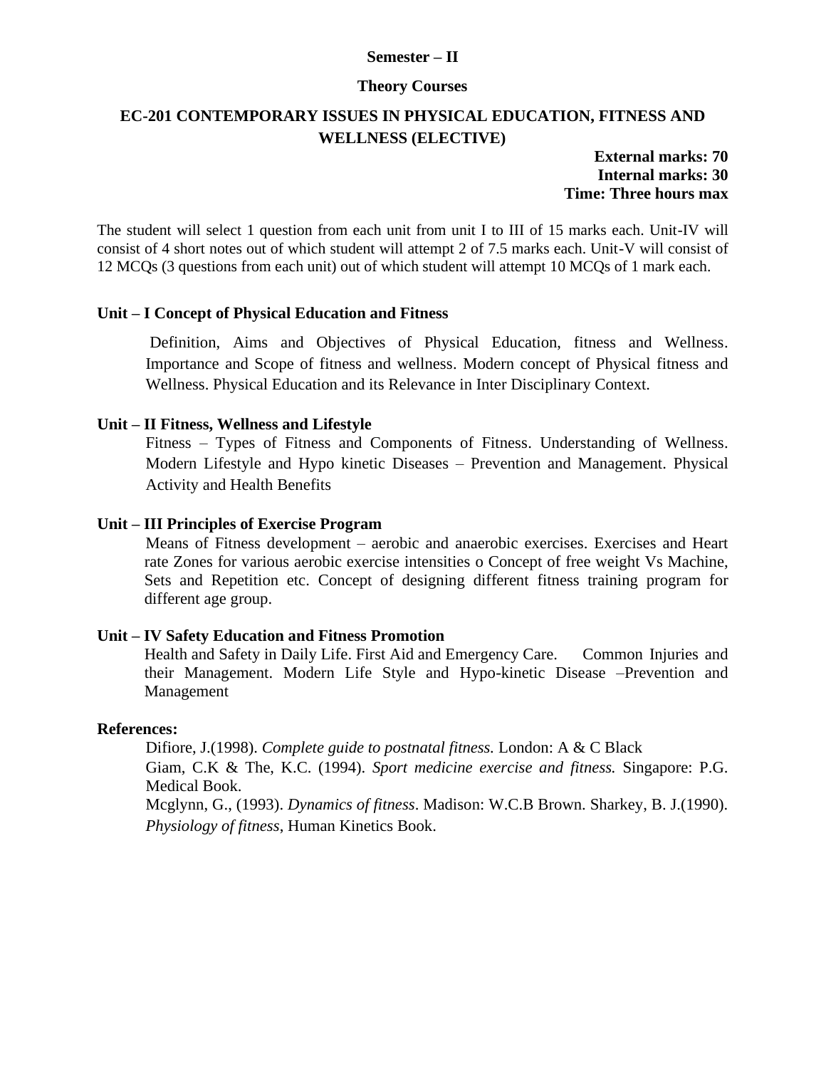**Semester – II**

**Theory Courses**

## EC-201 CONTEMPORARY ISSUES IN PHYSICAL EDUCATION, FITNESS AND WELLNESS (ELECTIVE)

**External marks: 70**
**Internal marks: 30**
**Time: Three hours max**

The student will select 1 question from each unit from unit I to III of 15 marks each. Unit-IV will consist of 4 short notes out of which student will attempt 2 of 7.5 marks each. Unit-V will consist of 12 MCQs (3 questions from each unit) out of which student will attempt 10 MCQs of 1 mark each.

### Unit – I Concept of Physical Education and Fitness

Definition, Aims and Objectives of Physical Education, fitness and Wellness. Importance and Scope of fitness and wellness. Modern concept of Physical fitness and Wellness. Physical Education and its Relevance in Inter Disciplinary Context.

### Unit – II Fitness, Wellness and Lifestyle

Fitness – Types of Fitness and Components of Fitness. Understanding of Wellness. Modern Lifestyle and Hypo kinetic Diseases – Prevention and Management. Physical Activity and Health Benefits

### Unit – III Principles of Exercise Program

Means of Fitness development – aerobic and anaerobic exercises. Exercises and Heart rate Zones for various aerobic exercise intensities o Concept of free weight Vs Machine, Sets and Repetition etc. Concept of designing different fitness training program for different age group.

### Unit – IV Safety Education and Fitness Promotion

Health and Safety in Daily Life. First Aid and Emergency Care. Common Injuries and their Management. Modern Life Style and Hypo-kinetic Disease –Prevention and Management

### References:

Difiore, J.(1998). *Complete guide to postnatal fitness.* London: A & C Black

Giam, C.K & The, K.C. (1994). *Sport medicine exercise and fitness.* Singapore: P.G. Medical Book.

Mcglynn, G., (1993). *Dynamics of fitness*. Madison: W.C.B Brown. Sharkey, B. J.(1990). *Physiology of fitness*, Human Kinetics Book.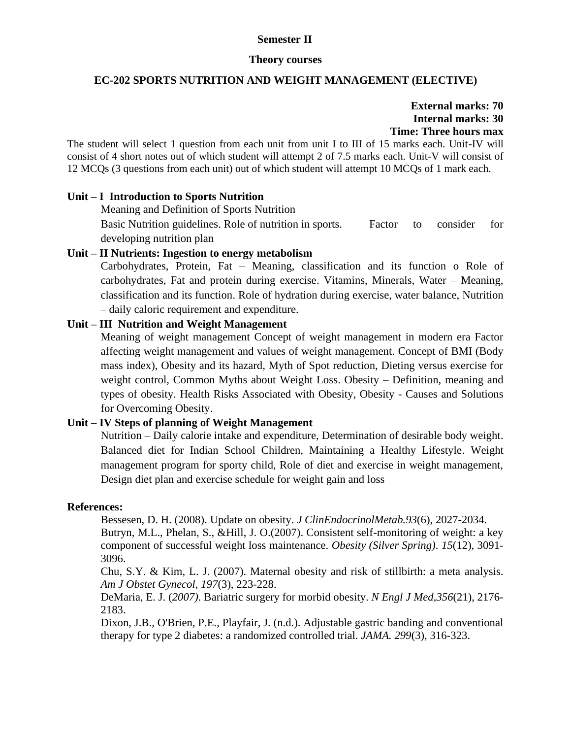**Semester II**

**Theory courses**

**EC-202 SPORTS NUTRITION AND WEIGHT MANAGEMENT (ELECTIVE)**

**External marks: 70**
**Internal marks: 30**
**Time: Three hours max**

The student will select 1 question from each unit from unit I to III of 15 marks each. Unit-IV will consist of 4 short notes out of which student will attempt 2 of 7.5 marks each. Unit-V will consist of 12 MCQs (3 questions from each unit) out of which student will attempt 10 MCQs of 1 mark each.

**Unit – I Introduction to Sports Nutrition**

Meaning and Definition of Sports Nutrition

Basic Nutrition guidelines. Role of nutrition in sports. Factor to consider for developing nutrition plan

**Unit – II Nutrients: Ingestion to energy metabolism**

Carbohydrates, Protein, Fat – Meaning, classification and its function o Role of carbohydrates, Fat and protein during exercise. Vitamins, Minerals, Water – Meaning, classification and its function. Role of hydration during exercise, water balance, Nutrition – daily caloric requirement and expenditure.

**Unit – III Nutrition and Weight Management**

Meaning of weight management Concept of weight management in modern era Factor affecting weight management and values of weight management. Concept of BMI (Body mass index), Obesity and its hazard, Myth of Spot reduction, Dieting versus exercise for weight control, Common Myths about Weight Loss. Obesity – Definition, meaning and types of obesity. Health Risks Associated with Obesity, Obesity - Causes and Solutions for Overcoming Obesity.

**Unit – IV Steps of planning of Weight Management**

Nutrition – Daily calorie intake and expenditure, Determination of desirable body weight. Balanced diet for Indian School Children, Maintaining a Healthy Lifestyle. Weight management program for sporty child, Role of diet and exercise in weight management, Design diet plan and exercise schedule for weight gain and loss

**References:**

Bessesen, D. H. (2008). Update on obesity. *J ClinEndocrinolMetab.93*(6), 2027-2034.

Butryn, M.L., Phelan, S., &Hill, J. O.(2007). Consistent self-monitoring of weight: a key component of successful weight loss maintenance. *Obesity (Silver Spring)*. *15*(12), 3091-3096.

Chu, S.Y. & Kim, L. J. (2007). Maternal obesity and risk of stillbirth: a meta analysis. *Am J Obstet Gynecol*, *197*(3), 223-228.

DeMaria, E. J. (*2007)*. Bariatric surgery for morbid obesity. *N Engl J Med,356*(21), 2176-2183.

Dixon, J.B., O'Brien, P.E., Playfair, J. (n.d.). Adjustable gastric banding and conventional therapy for type 2 diabetes: a randomized controlled trial. *JAMA. 299*(3), 316-323.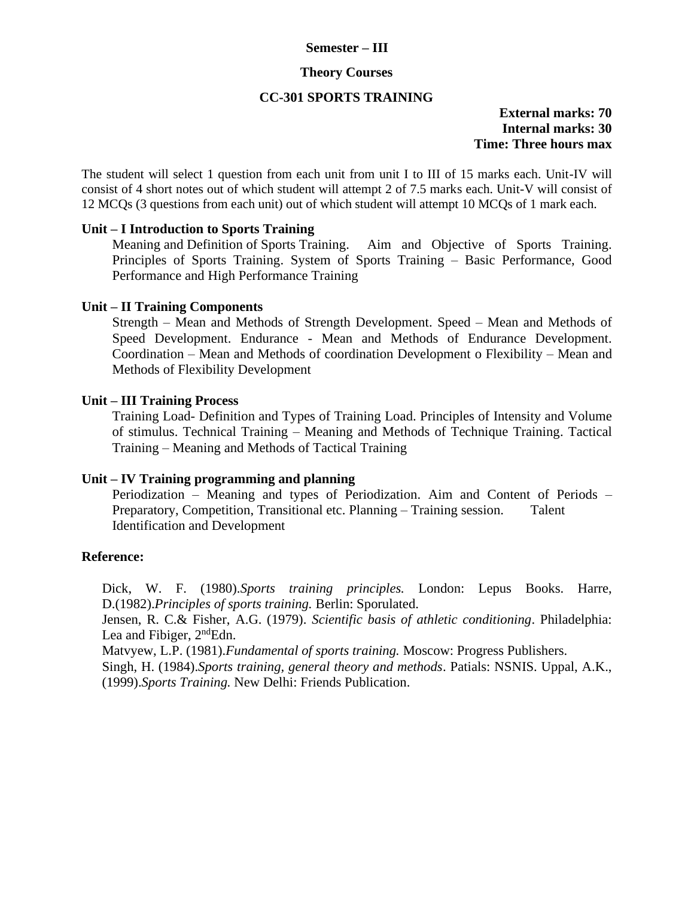**Semester – III**

**Theory Courses**

**CC-301 SPORTS TRAINING**

**External marks: 70**
**Internal marks: 30**
**Time: Three hours max**

The student will select 1 question from each unit from unit I to III of 15 marks each. Unit-IV will consist of 4 short notes out of which student will attempt 2 of 7.5 marks each. Unit-V will consist of 12 MCQs (3 questions from each unit) out of which student will attempt 10 MCQs of 1 mark each.

**Unit – I Introduction to Sports Training**

Meaning and Definition of Sports Training. Aim and Objective of Sports Training. Principles of Sports Training. System of Sports Training – Basic Performance, Good Performance and High Performance Training

**Unit – II Training Components**

Strength – Mean and Methods of Strength Development. Speed – Mean and Methods of Speed Development. Endurance - Mean and Methods of Endurance Development. Coordination – Mean and Methods of coordination Development o Flexibility – Mean and Methods of Flexibility Development

**Unit – III Training Process**

Training Load- Definition and Types of Training Load. Principles of Intensity and Volume of stimulus. Technical Training – Meaning and Methods of Technique Training. Tactical Training – Meaning and Methods of Tactical Training

**Unit – IV Training programming and planning**

Periodization – Meaning and types of Periodization. Aim and Content of Periods – Preparatory, Competition, Transitional etc. Planning – Training session. Talent Identification and Development

**Reference:**

Dick, W. F. (1980).*Sports training principles.* London: Lepus Books. Harre, D.(1982).*Principles of sports training.* Berlin: Sporulated.
Jensen, R. C.& Fisher, A.G. (1979). *Scientific basis of athletic conditioning*. Philadelphia: Lea and Fibiger, 2nd Edn.
Matvyew, L.P. (1981).*Fundamental of sports training.* Moscow: Progress Publishers.
Singh, H. (1984).*Sports training, general theory and methods*. Patials: NSNIS. Uppal, A.K., (1999).*Sports Training.* New Delhi: Friends Publication.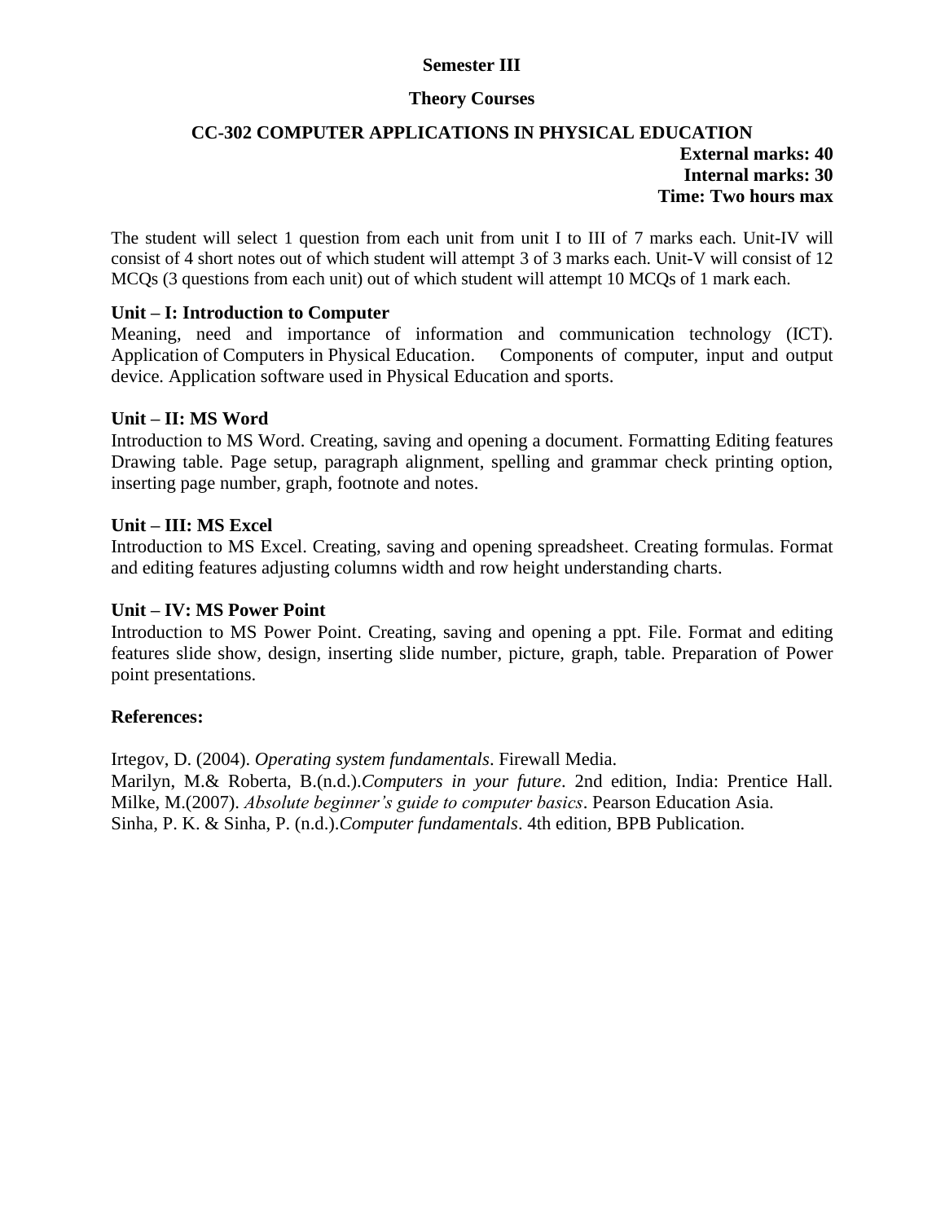**Semester III**

**Theory Courses**

## CC-302 COMPUTER APPLICATIONS IN PHYSICAL EDUCATION

**External marks: 40**
**Internal marks: 30**
**Time: Two hours max**

The student will select 1 question from each unit from unit I to III of 7 marks each. Unit-IV will consist of 4 short notes out of which student will attempt 3 of 3 marks each. Unit-V will consist of 12 MCQs (3 questions from each unit) out of which student will attempt 10 MCQs of 1 mark each.

### Unit – I: Introduction to Computer

Meaning, need and importance of information and communication technology (ICT). Application of Computers in Physical Education. Components of computer, input and output device. Application software used in Physical Education and sports.

### Unit – II: MS Word

Introduction to MS Word. Creating, saving and opening a document. Formatting Editing features Drawing table. Page setup, paragraph alignment, spelling and grammar check printing option, inserting page number, graph, footnote and notes.

### Unit – III: MS Excel

Introduction to MS Excel. Creating, saving and opening spreadsheet. Creating formulas. Format and editing features adjusting columns width and row height understanding charts.

### Unit – IV: MS Power Point

Introduction to MS Power Point. Creating, saving and opening a ppt. File. Format and editing features slide show, design, inserting slide number, picture, graph, table. Preparation of Power point presentations.

### References:

Irtegov, D. (2004). *Operating system fundamentals*. Firewall Media.
Marilyn, M.& Roberta, B.(n.d.).*Computers in your future*. 2nd edition, India: Prentice Hall.
Milke, M.(2007). *Absolute beginner's guide to computer basics*. Pearson Education Asia.
Sinha, P. K. & Sinha, P. (n.d.).*Computer fundamentals*. 4th edition, BPB Publication.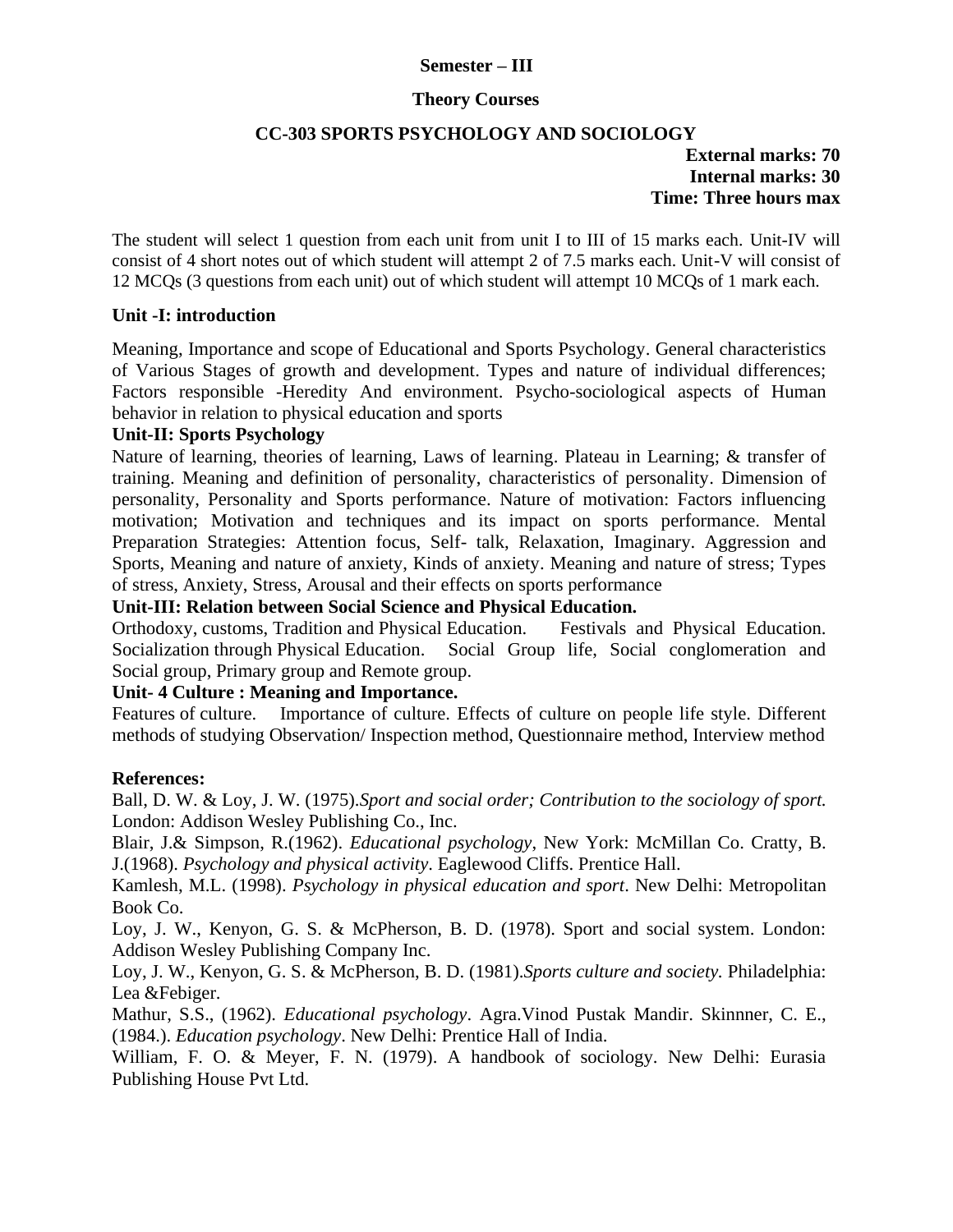**Semester – III**

**Theory Courses**

**CC-303 SPORTS PSYCHOLOGY AND SOCIOLOGY**

**External marks: 70**
**Internal marks: 30**
**Time: Three hours max**

The student will select 1 question from each unit from unit I to III of 15 marks each. Unit-IV will consist of 4 short notes out of which student will attempt 2 of 7.5 marks each. Unit-V will consist of 12 MCQs (3 questions from each unit) out of which student will attempt 10 MCQs of 1 mark each.

**Unit -I: introduction**

Meaning, Importance and scope of Educational and Sports Psychology. General characteristics of Various Stages of growth and development. Types and nature of individual differences; Factors responsible -Heredity And environment. Psycho-sociological aspects of Human behavior in relation to physical education and sports

**Unit-II: Sports Psychology**

Nature of learning, theories of learning, Laws of learning. Plateau in Learning; & transfer of training. Meaning and definition of personality, characteristics of personality. Dimension of personality, Personality and Sports performance. Nature of motivation: Factors influencing motivation; Motivation and techniques and its impact on sports performance. Mental Preparation Strategies: Attention focus, Self- talk, Relaxation, Imaginary. Aggression and Sports, Meaning and nature of anxiety, Kinds of anxiety. Meaning and nature of stress; Types of stress, Anxiety, Stress, Arousal and their effects on sports performance

**Unit-III: Relation between Social Science and Physical Education.**

Orthodoxy, customs, Tradition and Physical Education. Festivals and Physical Education. Socialization through Physical Education. Social Group life, Social conglomeration and Social group, Primary group and Remote group.

**Unit- 4 Culture : Meaning and Importance.**

Features of culture. Importance of culture. Effects of culture on people life style. Different methods of studying Observation/ Inspection method, Questionnaire method, Interview method

**References:**

Ball, D. W. & Loy, J. W. (1975).*Sport and social order; Contribution to the sociology of sport.* London: Addison Wesley Publishing Co., Inc.

Blair, J.& Simpson, R.(1962). *Educational psychology*, New York: McMillan Co. Cratty, B. J.(1968). *Psychology and physical activity*. Eaglewood Cliffs. Prentice Hall.

Kamlesh, M.L. (1998). *Psychology in physical education and sport*. New Delhi: Metropolitan Book Co.

Loy, J. W., Kenyon, G. S. & McPherson, B. D. (1978). Sport and social system. London: Addison Wesley Publishing Company Inc.

Loy, J. W., Kenyon, G. S. & McPherson, B. D. (1981).*Sports culture and society.* Philadelphia: Lea &Febiger.

Mathur, S.S., (1962). *Educational psychology*. Agra.Vinod Pustak Mandir. Skinnner, C. E., (1984.). *Education psychology*. New Delhi: Prentice Hall of India.

William, F. O. & Meyer, F. N. (1979). A handbook of sociology. New Delhi: Eurasia Publishing House Pvt Ltd.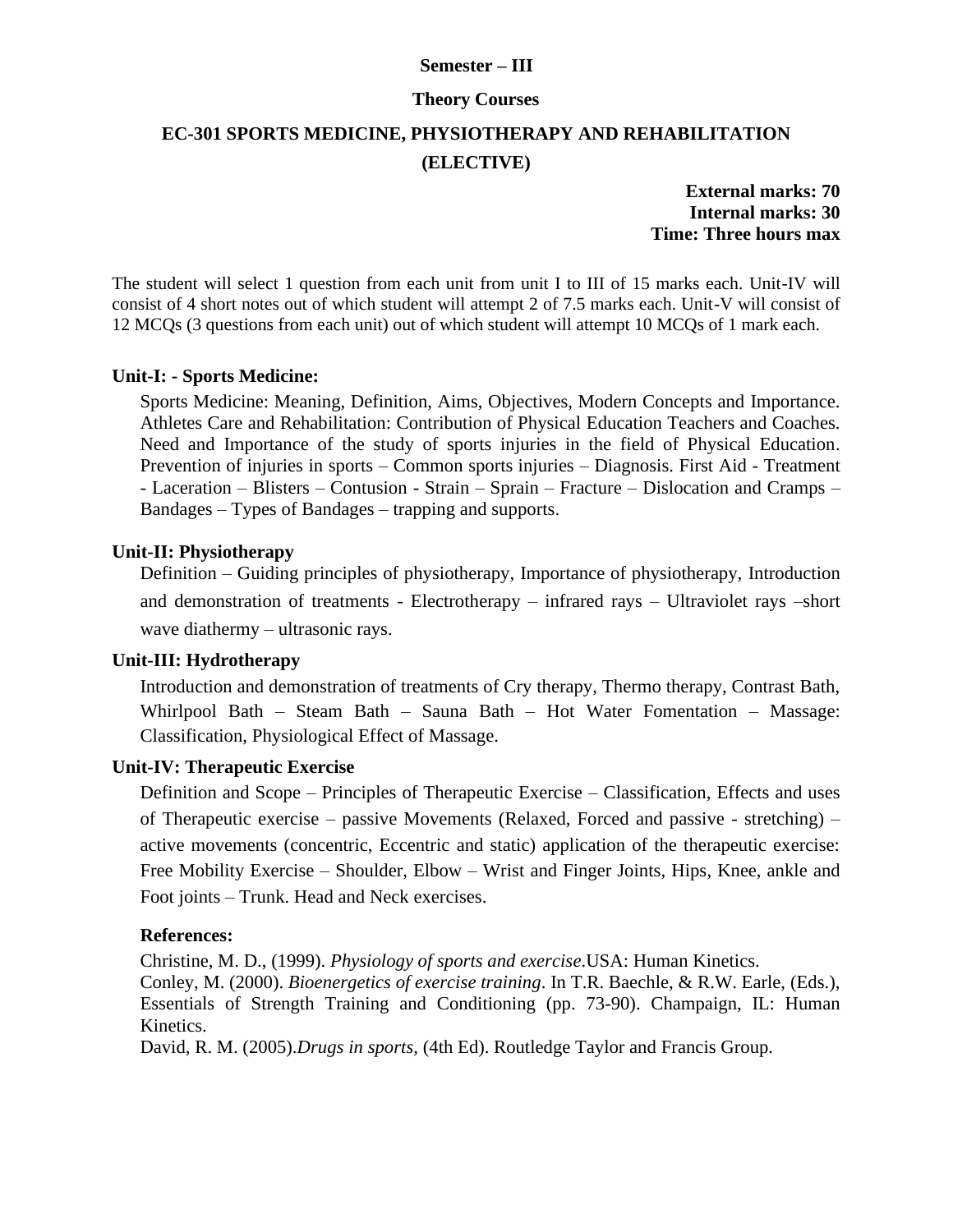**Semester – III**

**Theory Courses**

## EC-301 SPORTS MEDICINE, PHYSIOTHERAPY AND REHABILITATION (ELECTIVE)

**External marks: 70**
**Internal marks: 30**
**Time: Three hours max**

The student will select 1 question from each unit from unit I to III of 15 marks each. Unit-IV will consist of 4 short notes out of which student will attempt 2 of 7.5 marks each. Unit-V will consist of 12 MCQs (3 questions from each unit) out of which student will attempt 10 MCQs of 1 mark each.

### Unit-I: - Sports Medicine:

Sports Medicine: Meaning, Definition, Aims, Objectives, Modern Concepts and Importance. Athletes Care and Rehabilitation: Contribution of Physical Education Teachers and Coaches. Need and Importance of the study of sports injuries in the field of Physical Education. Prevention of injuries in sports – Common sports injuries – Diagnosis. First Aid - Treatment - Laceration – Blisters – Contusion - Strain – Sprain – Fracture – Dislocation and Cramps – Bandages – Types of Bandages – trapping and supports.

### Unit-II: Physiotherapy

Definition – Guiding principles of physiotherapy, Importance of physiotherapy, Introduction and demonstration of treatments - Electrotherapy – infrared rays – Ultraviolet rays –short wave diathermy – ultrasonic rays.

### Unit-III: Hydrotherapy

Introduction and demonstration of treatments of Cry therapy, Thermo therapy, Contrast Bath, Whirlpool Bath – Steam Bath – Sauna Bath – Hot Water Fomentation – Massage: Classification, Physiological Effect of Massage.

### Unit-IV: Therapeutic Exercise

Definition and Scope – Principles of Therapeutic Exercise – Classification, Effects and uses of Therapeutic exercise – passive Movements (Relaxed, Forced and passive - stretching) – active movements (concentric, Eccentric and static) application of the therapeutic exercise: Free Mobility Exercise – Shoulder, Elbow – Wrist and Finger Joints, Hips, Knee, ankle and Foot joints – Trunk. Head and Neck exercises.

**References:**

Christine, M. D., (1999). *Physiology of sports and exercise*.USA: Human Kinetics.

Conley, M. (2000). *Bioenergetics of exercise training*. In T.R. Baechle, & R.W. Earle, (Eds.), Essentials of Strength Training and Conditioning (pp. 73-90). Champaign, IL: Human Kinetics.

David, R. M. (2005).*Drugs in sports,* (4th Ed). Routledge Taylor and Francis Group.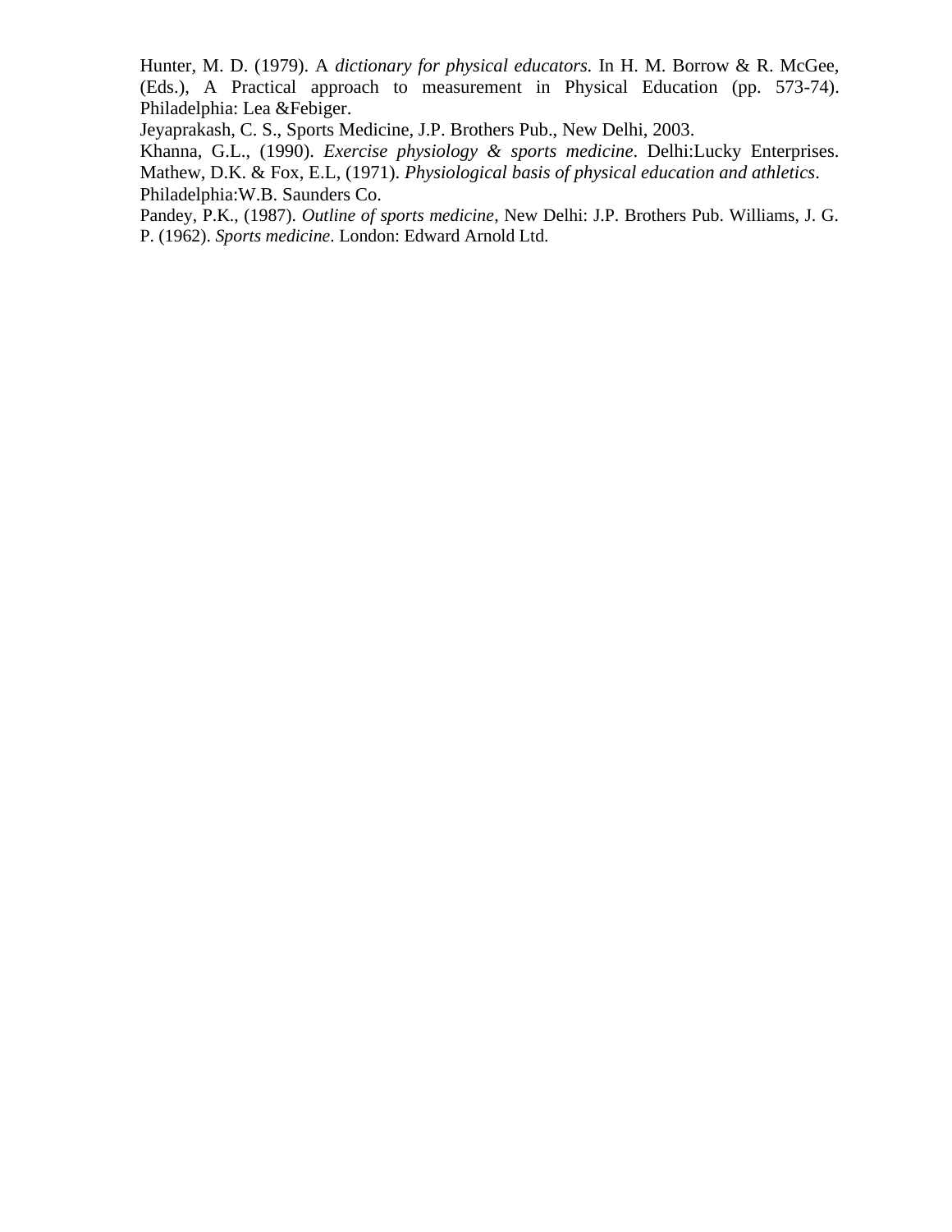Hunter, M. D. (1979). A *dictionary for physical educators.* In H. M. Borrow & R. McGee, (Eds.), A Practical approach to measurement in Physical Education (pp. 573-74). Philadelphia: Lea &Febiger.

Jeyaprakash, C. S., Sports Medicine, J.P. Brothers Pub., New Delhi, 2003.

Khanna, G.L., (1990). *Exercise physiology & sports medicine*. Delhi:Lucky Enterprises. Mathew, D.K. & Fox, E.L, (1971). *Physiological basis of physical education and athletics*. Philadelphia:W.B. Saunders Co.

Pandey, P.K., (1987). *Outline of sports medicine*, New Delhi: J.P. Brothers Pub. Williams, J. G. P. (1962). *Sports medicine*. London: Edward Arnold Ltd.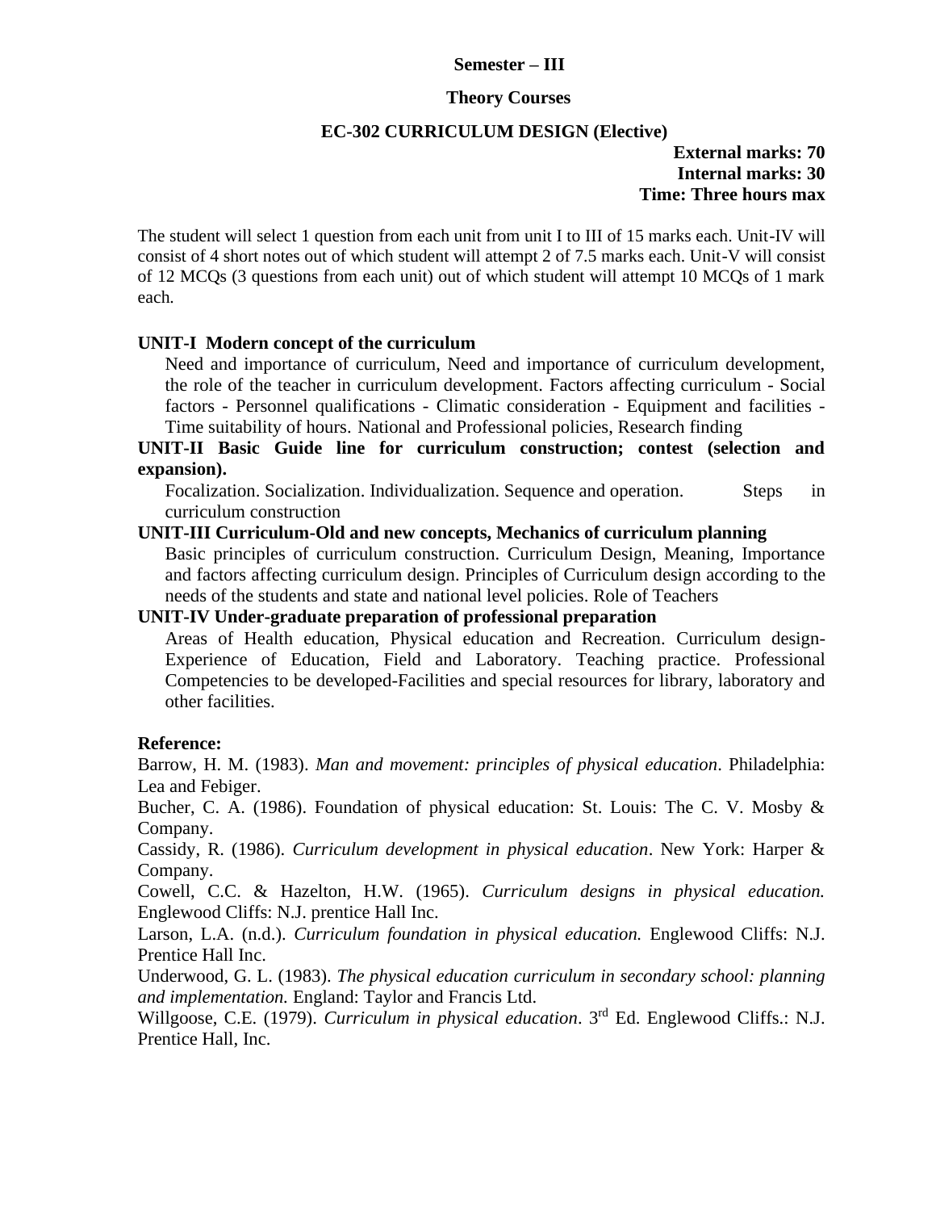**Semester – III**

**Theory Courses**

**EC-302 CURRICULUM DESIGN (Elective)**

**External marks: 70**
**Internal marks: 30**
**Time: Three hours max**

The student will select 1 question from each unit from unit I to III of 15 marks each. Unit-IV will consist of 4 short notes out of which student will attempt 2 of 7.5 marks each. Unit-V will consist of 12 MCQs (3 questions from each unit) out of which student will attempt 10 MCQs of 1 mark each.

**UNIT-I Modern concept of the curriculum**

Need and importance of curriculum, Need and importance of curriculum development, the role of the teacher in curriculum development. Factors affecting curriculum - Social factors - Personnel qualifications - Climatic consideration - Equipment and facilities - Time suitability of hours. National and Professional policies, Research finding

**UNIT-II Basic Guide line for curriculum construction; contest (selection and expansion).**

Focalization. Socialization. Individualization. Sequence and operation. Steps in curriculum construction

**UNIT-III Curriculum-Old and new concepts, Mechanics of curriculum planning**

Basic principles of curriculum construction. Curriculum Design, Meaning, Importance and factors affecting curriculum design. Principles of Curriculum design according to the needs of the students and state and national level policies. Role of Teachers

**UNIT-IV Under-graduate preparation of professional preparation**

Areas of Health education, Physical education and Recreation. Curriculum design-Experience of Education, Field and Laboratory. Teaching practice. Professional Competencies to be developed-Facilities and special resources for library, laboratory and other facilities.

**Reference:**

Barrow, H. M. (1983). *Man and movement: principles of physical education*. Philadelphia: Lea and Febiger.

Bucher, C. A. (1986). Foundation of physical education: St. Louis: The C. V. Mosby & Company.

Cassidy, R. (1986). *Curriculum development in physical education*. New York: Harper & Company.

Cowell, C.C. & Hazelton, H.W. (1965). *Curriculum designs in physical education.* Englewood Cliffs: N.J. prentice Hall Inc.

Larson, L.A. (n.d.). *Curriculum foundation in physical education.* Englewood Cliffs: N.J. Prentice Hall Inc.

Underwood, G. L. (1983). *The physical education curriculum in secondary school: planning and implementation.* England: Taylor and Francis Ltd.

Willgoose, C.E. (1979). *Curriculum in physical education*. 3rd Ed. Englewood Cliffs.: N.J. Prentice Hall, Inc.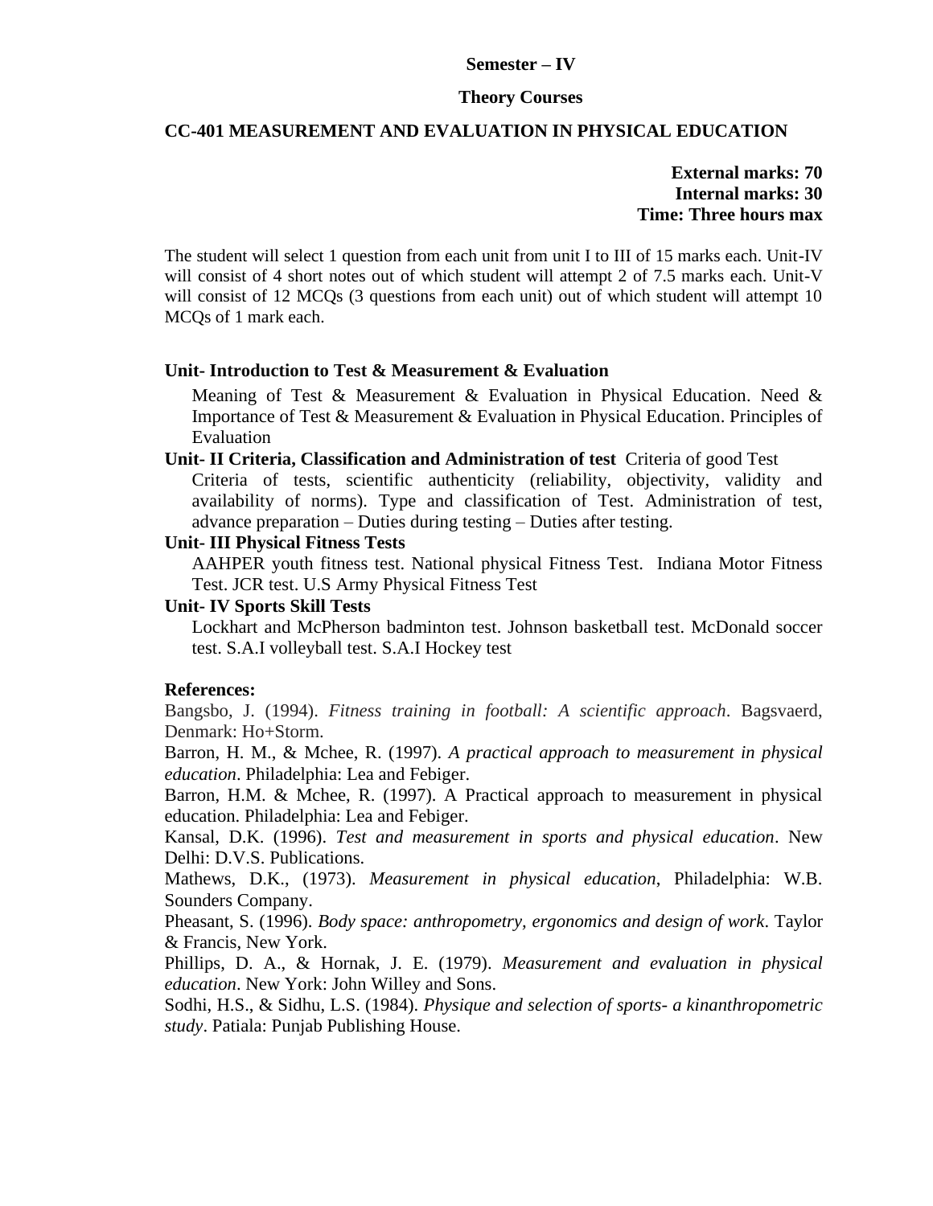**Semester – IV**

**Theory Courses**

**CC-401 MEASUREMENT AND EVALUATION IN PHYSICAL EDUCATION**

**External marks: 70**
**Internal marks: 30**
**Time: Three hours max**

The student will select 1 question from each unit from unit I to III of 15 marks each. Unit-IV will consist of 4 short notes out of which student will attempt 2 of 7.5 marks each. Unit-V will consist of 12 MCQs (3 questions from each unit) out of which student will attempt 10 MCQs of 1 mark each.

**Unit- Introduction to Test & Measurement & Evaluation**

Meaning of Test & Measurement & Evaluation in Physical Education. Need & Importance of Test & Measurement & Evaluation in Physical Education. Principles of Evaluation

**Unit- II Criteria, Classification and Administration of test** Criteria of good Test

Criteria of tests, scientific authenticity (reliability, objectivity, validity and availability of norms). Type and classification of Test. Administration of test, advance preparation – Duties during testing – Duties after testing.

**Unit- III Physical Fitness Tests**

AAHPER youth fitness test. National physical Fitness Test. Indiana Motor Fitness Test. JCR test. U.S Army Physical Fitness Test

**Unit- IV Sports Skill Tests**

Lockhart and McPherson badminton test. Johnson basketball test. McDonald soccer test. S.A.I volleyball test. S.A.I Hockey test

**References:**

Bangsbo, J. (1994). *Fitness training in football: A scientific approach*. Bagsvaerd, Denmark: Ho+Storm.

Barron, H. M., & Mchee, R. (1997). *A practical approach to measurement in physical education*. Philadelphia: Lea and Febiger.

Barron, H.M. & Mchee, R. (1997). A Practical approach to measurement in physical education. Philadelphia: Lea and Febiger.

Kansal, D.K. (1996). *Test and measurement in sports and physical education*. New Delhi: D.V.S. Publications.

Mathews, D.K., (1973). *Measurement in physical education*, Philadelphia: W.B. Sounders Company.

Pheasant, S. (1996). *Body space: anthropometry, ergonomics and design of work*. Taylor & Francis, New York.

Phillips, D. A., & Hornak, J. E. (1979). *Measurement and evaluation in physical education*. New York: John Willey and Sons.

Sodhi, H.S., & Sidhu, L.S. (1984). *Physique and selection of sports- a kinanthropometric study*. Patiala: Punjab Publishing House.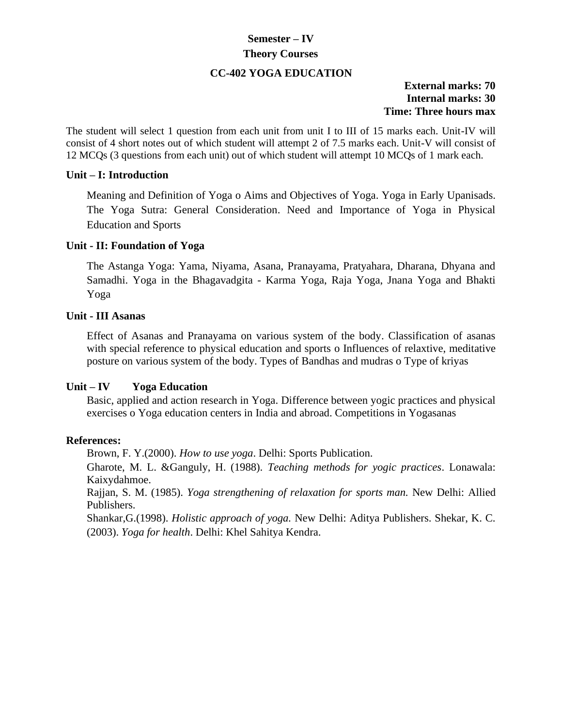**Semester – IV**

**Theory Courses**

**CC-402 YOGA EDUCATION**

**External marks: 70**
**Internal marks: 30**
**Time: Three hours max**

The student will select 1 question from each unit from unit I to III of 15 marks each. Unit-IV will consist of 4 short notes out of which student will attempt 2 of 7.5 marks each. Unit-V will consist of 12 MCQs (3 questions from each unit) out of which student will attempt 10 MCQs of 1 mark each.

**Unit – I: Introduction**

Meaning and Definition of Yoga o Aims and Objectives of Yoga. Yoga in Early Upanisads. The Yoga Sutra: General Consideration. Need and Importance of Yoga in Physical Education and Sports

**Unit - II: Foundation of Yoga**

The Astanga Yoga: Yama, Niyama, Asana, Pranayama, Pratyahara, Dharana, Dhyana and Samadhi. Yoga in the Bhagavadgita - Karma Yoga, Raja Yoga, Jnana Yoga and Bhakti Yoga

**Unit - III Asanas**

Effect of Asanas and Pranayama on various system of the body. Classification of asanas with special reference to physical education and sports o Influences of relaxtive, meditative posture on various system of the body. Types of Bandhas and mudras o Type of kriyas

**Unit – IV Yoga Education**

Basic, applied and action research in Yoga. Difference between yogic practices and physical exercises o Yoga education centers in India and abroad. Competitions in Yogasanas

**References:**

Brown, F. Y.(2000). *How to use yoga*. Delhi: Sports Publication.

Gharote, M. L. &Ganguly, H. (1988). *Teaching methods for yogic practices*. Lonawala: Kaixydahmoe.

Rajjan, S. M. (1985). *Yoga strengthening of relaxation for sports man.* New Delhi: Allied Publishers.

Shankar,G.(1998). *Holistic approach of yoga.* New Delhi: Aditya Publishers. Shekar, K. C. (2003). *Yoga for health*. Delhi: Khel Sahitya Kendra.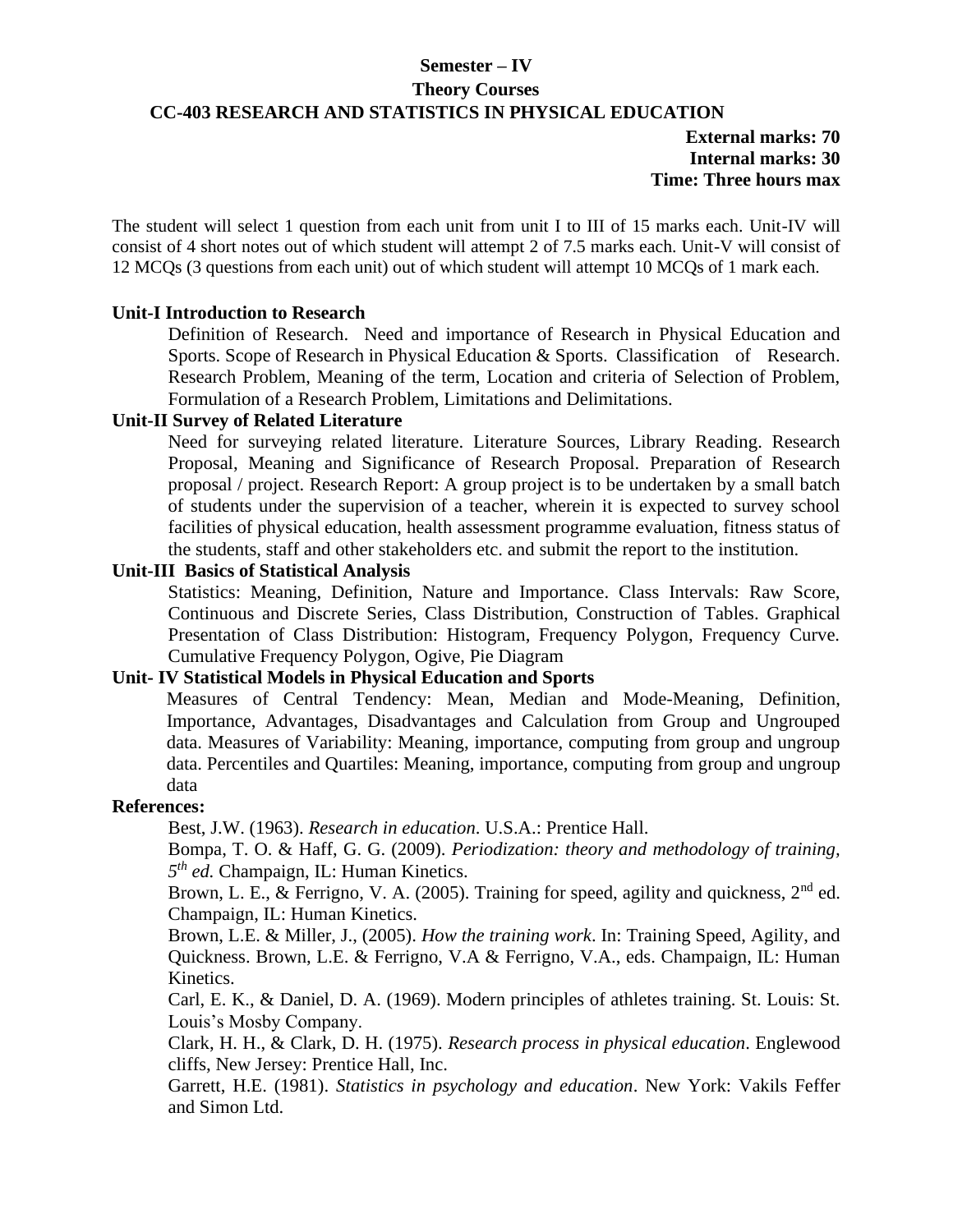**Semester – IV**

**Theory Courses**

## CC-403 RESEARCH AND STATISTICS IN PHYSICAL EDUCATION

**External marks: 70**
**Internal marks: 30**
**Time: Three hours max**

The student will select 1 question from each unit from unit I to III of 15 marks each. Unit-IV will consist of 4 short notes out of which student will attempt 2 of 7.5 marks each. Unit-V will consist of 12 MCQs (3 questions from each unit) out of which student will attempt 10 MCQs of 1 mark each.

### Unit-I Introduction to Research

Definition of Research. Need and importance of Research in Physical Education and Sports. Scope of Research in Physical Education & Sports. Classification of Research. Research Problem, Meaning of the term, Location and criteria of Selection of Problem, Formulation of a Research Problem, Limitations and Delimitations.

### Unit-II Survey of Related Literature

Need for surveying related literature. Literature Sources, Library Reading. Research Proposal, Meaning and Significance of Research Proposal. Preparation of Research proposal / project. Research Report: A group project is to be undertaken by a small batch of students under the supervision of a teacher, wherein it is expected to survey school facilities of physical education, health assessment programme evaluation, fitness status of the students, staff and other stakeholders etc. and submit the report to the institution.

### Unit-III Basics of Statistical Analysis

Statistics: Meaning, Definition, Nature and Importance. Class Intervals: Raw Score, Continuous and Discrete Series, Class Distribution, Construction of Tables. Graphical Presentation of Class Distribution: Histogram, Frequency Polygon, Frequency Curve. Cumulative Frequency Polygon, Ogive, Pie Diagram

### Unit- IV Statistical Models in Physical Education and Sports

Measures of Central Tendency: Mean, Median and Mode-Meaning, Definition, Importance, Advantages, Disadvantages and Calculation from Group and Ungrouped data. Measures of Variability: Meaning, importance, computing from group and ungroup data. Percentiles and Quartiles: Meaning, importance, computing from group and ungroup data

### References:

Best, J.W. (1963). *Research in education*. U.S.A.: Prentice Hall.

Bompa, T. O. & Haff, G. G. (2009). *Periodization: theory and methodology of training, 5th ed.* Champaign, IL: Human Kinetics.

Brown, L. E., & Ferrigno, V. A. (2005). Training for speed, agility and quickness, 2nd ed. Champaign, IL: Human Kinetics.

Brown, L.E. & Miller, J., (2005). *How the training work*. In: Training Speed, Agility, and Quickness. Brown, L.E. & Ferrigno, V.A & Ferrigno, V.A., eds. Champaign, IL: Human Kinetics.

Carl, E. K., & Daniel, D. A. (1969). Modern principles of athletes training. St. Louis: St. Louis's Mosby Company.

Clark, H. H., & Clark, D. H. (1975). *Research process in physical education*. Englewood cliffs, New Jersey: Prentice Hall, Inc.

Garrett, H.E. (1981). *Statistics in psychology and education*. New York: Vakils Feffer and Simon Ltd.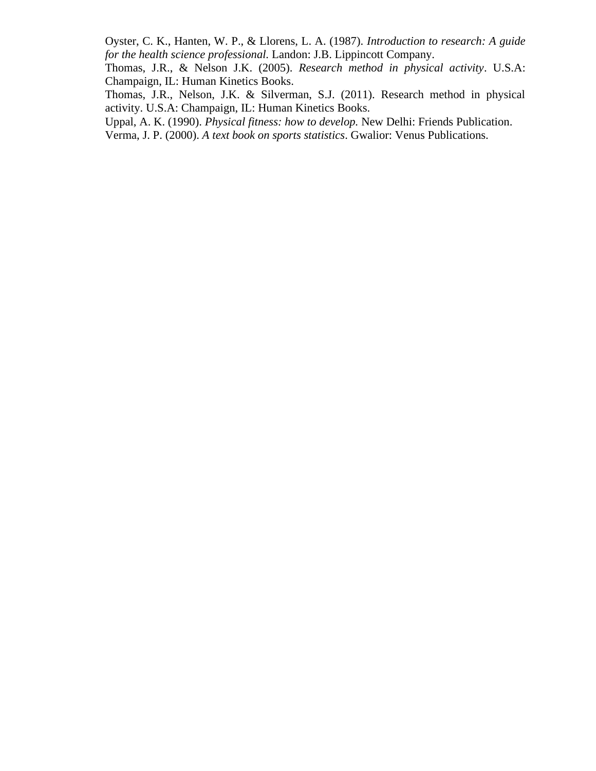Oyster, C. K., Hanten, W. P., & Llorens, L. A. (1987). *Introduction to research: A guide for the health science professional.* Landon: J.B. Lippincott Company.

Thomas, J.R., & Nelson J.K. (2005). *Research method in physical activity*. U.S.A: Champaign, IL: Human Kinetics Books.

Thomas, J.R., Nelson, J.K. & Silverman, S.J. (2011). Research method in physical activity. U.S.A: Champaign, IL: Human Kinetics Books.

Uppal, A. K. (1990). *Physical fitness: how to develop.* New Delhi: Friends Publication.

Verma, J. P. (2000). *A text book on sports statistics*. Gwalior: Venus Publications.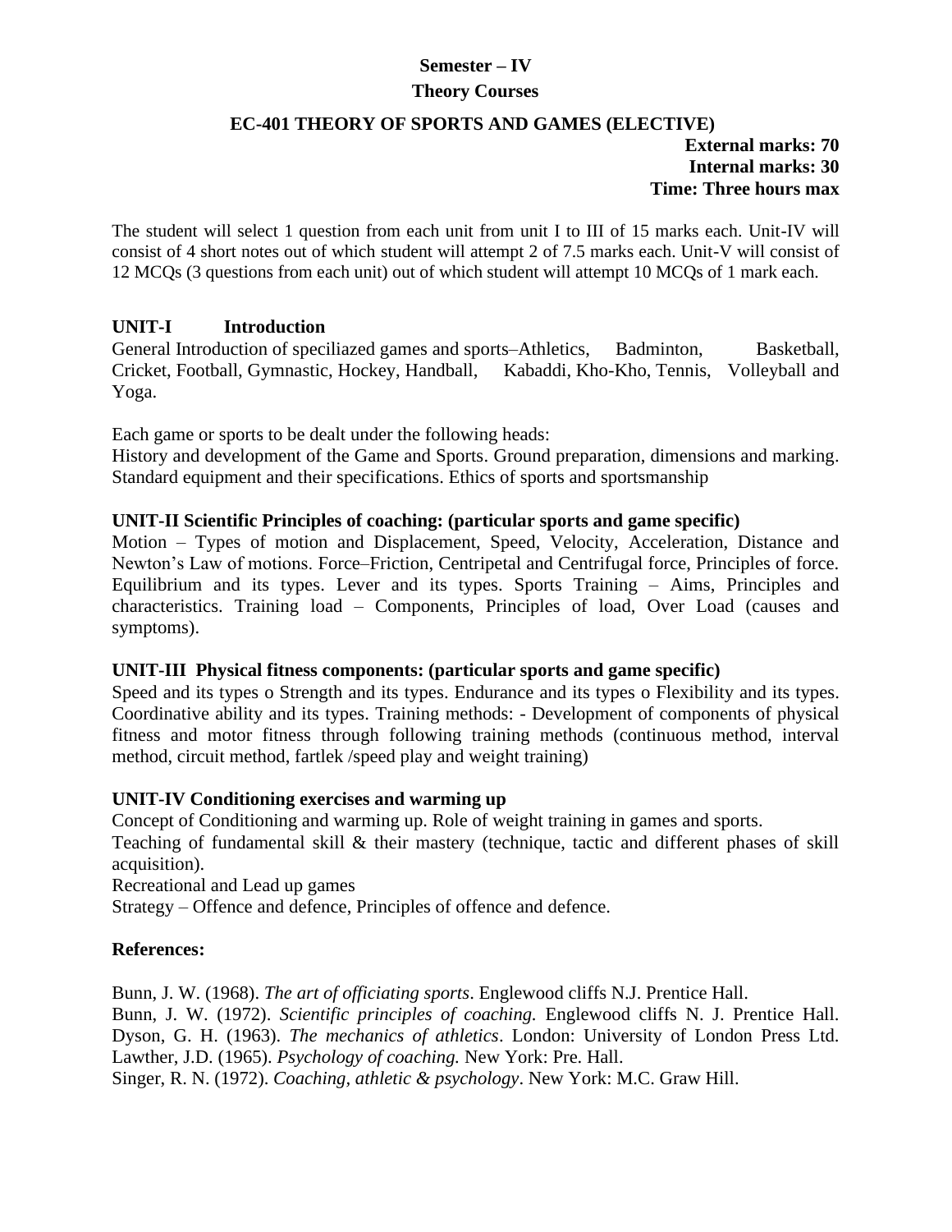## Semester – IV

### Theory Courses

### EC-401 THEORY OF SPORTS AND GAMES (ELECTIVE)

**External marks: 70**
**Internal marks: 30**
**Time: Three hours max**

The student will select 1 question from each unit from unit I to III of 15 marks each. Unit-IV will consist of 4 short notes out of which student will attempt 2 of 7.5 marks each. Unit-V will consist of 12 MCQs (3 questions from each unit) out of which student will attempt 10 MCQs of 1 mark each.

**UNIT-I Introduction**

General Introduction of speciliazed games and sports–Athletics, Badminton, Basketball, Cricket, Football, Gymnastic, Hockey, Handball, Kabaddi, Kho-Kho, Tennis, Volleyball and Yoga.

Each game or sports to be dealt under the following heads:
History and development of the Game and Sports. Ground preparation, dimensions and marking. Standard equipment and their specifications. Ethics of sports and sportsmanship

**UNIT-II Scientific Principles of coaching: (particular sports and game specific)**

Motion – Types of motion and Displacement, Speed, Velocity, Acceleration, Distance and Newton's Law of motions. Force–Friction, Centripetal and Centrifugal force, Principles of force. Equilibrium and its types. Lever and its types. Sports Training – Aims, Principles and characteristics. Training load – Components, Principles of load, Over Load (causes and symptoms).

**UNIT-III Physical fitness components: (particular sports and game specific)**

Speed and its types o Strength and its types. Endurance and its types o Flexibility and its types. Coordinative ability and its types. Training methods: - Development of components of physical fitness and motor fitness through following training methods (continuous method, interval method, circuit method, fartlek /speed play and weight training)

**UNIT-IV Conditioning exercises and warming up**

Concept of Conditioning and warming up. Role of weight training in games and sports.
Teaching of fundamental skill & their mastery (technique, tactic and different phases of skill acquisition).
Recreational and Lead up games
Strategy – Offence and defence, Principles of offence and defence.

**References:**

Bunn, J. W. (1968). *The art of officiating sports*. Englewood cliffs N.J. Prentice Hall.
Bunn, J. W. (1972). *Scientific principles of coaching.* Englewood cliffs N. J. Prentice Hall.
Dyson, G. H. (1963). *The mechanics of athletics*. London: University of London Press Ltd.
Lawther, J.D. (1965). *Psychology of coaching.* New York: Pre. Hall.
Singer, R. N. (1972). *Coaching, athletic & psychology*. New York: M.C. Graw Hill.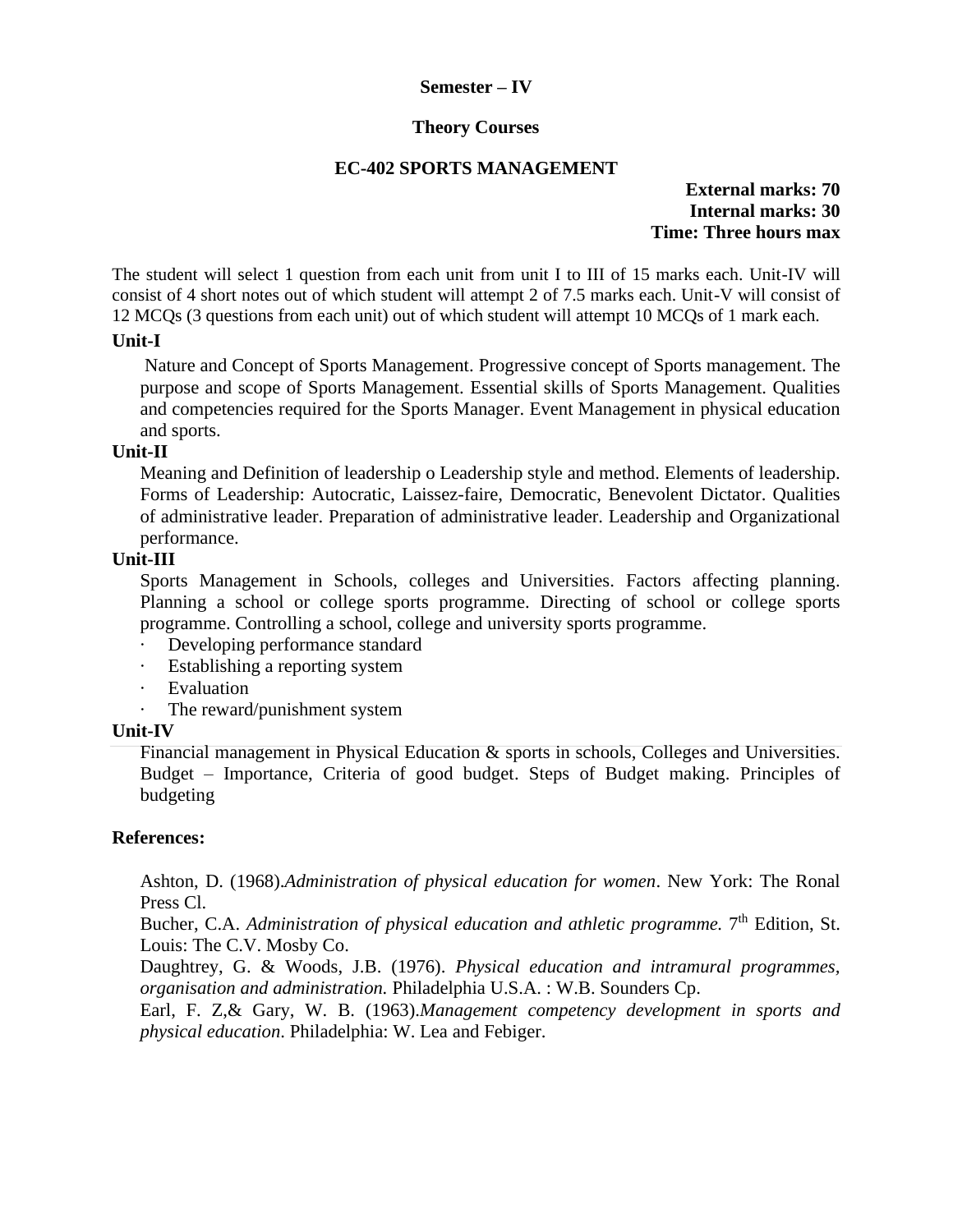**Semester – IV**

**Theory Courses**

**EC-402 SPORTS MANAGEMENT**

**External marks: 70**
**Internal marks: 30**
**Time: Three hours max**

The student will select 1 question from each unit from unit I to III of 15 marks each. Unit-IV will consist of 4 short notes out of which student will attempt 2 of 7.5 marks each. Unit-V will consist of 12 MCQs (3 questions from each unit) out of which student will attempt 10 MCQs of 1 mark each.

**Unit-I**

Nature and Concept of Sports Management. Progressive concept of Sports management. The purpose and scope of Sports Management. Essential skills of Sports Management. Qualities and competencies required for the Sports Manager. Event Management in physical education and sports.

**Unit-II**

Meaning and Definition of leadership o Leadership style and method. Elements of leadership. Forms of Leadership: Autocratic, Laissez-faire, Democratic, Benevolent Dictator. Qualities of administrative leader. Preparation of administrative leader. Leadership and Organizational performance.

**Unit-III**

Sports Management in Schools, colleges and Universities. Factors affecting planning. Planning a school or college sports programme. Directing of school or college sports programme. Controlling a school, college and university sports programme.

- Developing performance standard
- Establishing a reporting system
- Evaluation
- The reward/punishment system

**Unit-IV**

Financial management in Physical Education & sports in schools, Colleges and Universities. Budget – Importance, Criteria of good budget. Steps of Budget making. Principles of budgeting

**References:**

Ashton, D. (1968).*Administration of physical education for women*. New York: The Ronal Press Cl.

Bucher, C.A. *Administration of physical education and athletic programme.* 7th Edition, St. Louis: The C.V. Mosby Co.

Daughtrey, G. & Woods, J.B. (1976). *Physical education and intramural programmes, organisation and administration.* Philadelphia U.S.A. : W.B. Sounders Cp.

Earl, F. Z,& Gary, W. B. (1963).*Management competency development in sports and physical education*. Philadelphia: W. Lea and Febiger.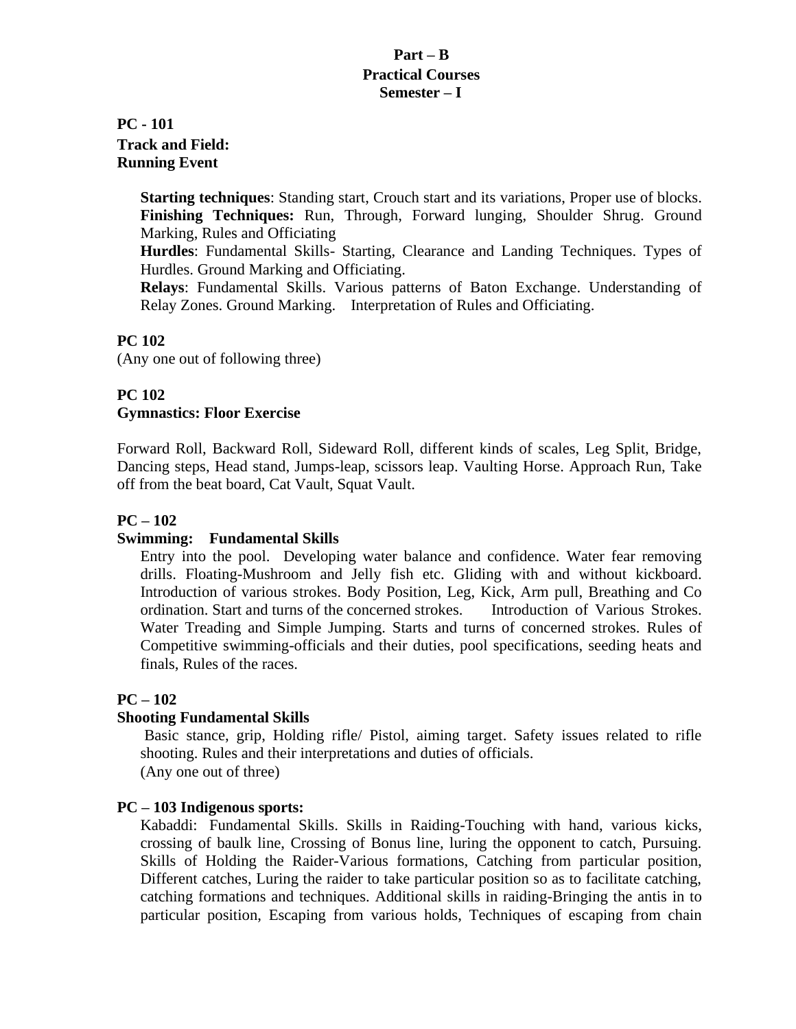**Part – B**
**Practical Courses**
**Semester – I**

**PC - 101**
**Track and Field:**
**Running Event**

**Starting techniques**: Standing start, Crouch start and its variations, Proper use of blocks.
**Finishing Techniques:** Run, Through, Forward lunging, Shoulder Shrug. Ground Marking, Rules and Officiating
**Hurdles**: Fundamental Skills- Starting, Clearance and Landing Techniques. Types of Hurdles. Ground Marking and Officiating.
**Relays**: Fundamental Skills. Various patterns of Baton Exchange. Understanding of Relay Zones. Ground Marking. Interpretation of Rules and Officiating.

**PC 102**
(Any one out of following three)

**PC 102**
**Gymnastics: Floor Exercise**

Forward Roll, Backward Roll, Sideward Roll, different kinds of scales, Leg Split, Bridge, Dancing steps, Head stand, Jumps-leap, scissors leap. Vaulting Horse. Approach Run, Take off from the beat board, Cat Vault, Squat Vault.

**PC – 102**
**Swimming: Fundamental Skills**

Entry into the pool. Developing water balance and confidence. Water fear removing drills. Floating-Mushroom and Jelly fish etc. Gliding with and without kickboard. Introduction of various strokes. Body Position, Leg, Kick, Arm pull, Breathing and Co ordination. Start and turns of the concerned strokes. Introduction of Various Strokes. Water Treading and Simple Jumping. Starts and turns of concerned strokes. Rules of Competitive swimming-officials and their duties, pool specifications, seeding heats and finals, Rules of the races.

**PC – 102**
**Shooting Fundamental Skills**

Basic stance, grip, Holding rifle/ Pistol, aiming target. Safety issues related to rifle shooting. Rules and their interpretations and duties of officials.
(Any one out of three)

**PC – 103 Indigenous sports:**

Kabaddi: Fundamental Skills. Skills in Raiding-Touching with hand, various kicks, crossing of baulk line, Crossing of Bonus line, luring the opponent to catch, Pursuing. Skills of Holding the Raider-Various formations, Catching from particular position, Different catches, Luring the raider to take particular position so as to facilitate catching, catching formations and techniques. Additional skills in raiding-Bringing the antis in to particular position, Escaping from various holds, Techniques of escaping from chain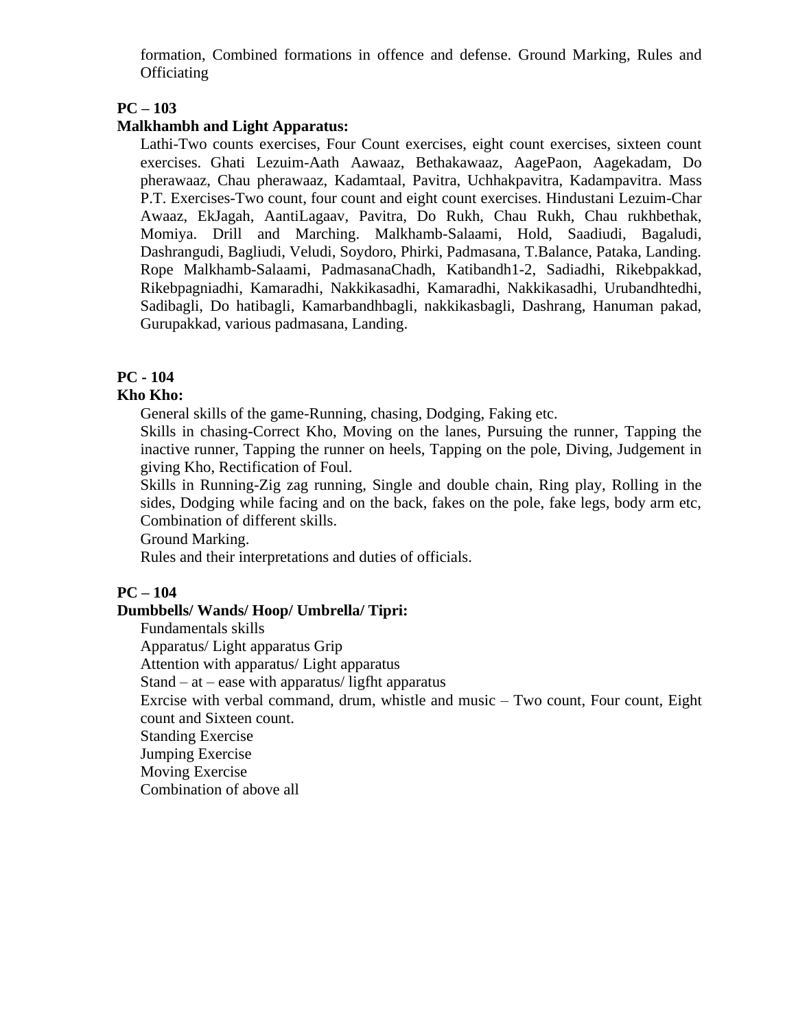formation, Combined formations in offence and defense. Ground Marking, Rules and Officiating

**PC – 103**

**Malkhambh and Light Apparatus:**

Lathi-Two counts exercises, Four Count exercises, eight count exercises, sixteen count exercises. Ghati Lezuim-Aath Aawaaz, Bethakawaaz, AagePaon, Aagekadam, Do pherawaaz, Chau pherawaaz, Kadamtaal, Pavitra, Uchhakpavitra, Kadampavitra. Mass P.T. Exercises-Two count, four count and eight count exercises. Hindustani Lezuim-Char Awaaz, EkJagah, AantiLagaav, Pavitra, Do Rukh, Chau Rukh, Chau rukhbethak, Momiya. Drill and Marching. Malkhamb-Salaami, Hold, Saadiudi, Bagaludi, Dashrangudi, Bagliudi, Veludi, Soydoro, Phirki, Padmasana, T.Balance, Pataka, Landing. Rope Malkhamb-Salaami, PadmasanaChadh, Katibandh1-2, Sadiadhi, Rikebpakkad, Rikebpagniadhi, Kamaradhi, Nakkikasadhi, Kamaradhi, Nakkikasadhi, Urubandhtedhi, Sadibagli, Do hatibagli, Kamarbandhbagli, nakkikasbagli, Dashrang, Hanuman pakad, Gurupakkad, various padmasana, Landing.

**PC - 104**

**Kho Kho:**

General skills of the game-Running, chasing, Dodging, Faking etc.

Skills in chasing-Correct Kho, Moving on the lanes, Pursuing the runner, Tapping the inactive runner, Tapping the runner on heels, Tapping on the pole, Diving, Judgement in giving Kho, Rectification of Foul.

Skills in Running-Zig zag running, Single and double chain, Ring play, Rolling in the sides, Dodging while facing and on the back, fakes on the pole, fake legs, body arm etc, Combination of different skills.

Ground Marking.

Rules and their interpretations and duties of officials.

**PC – 104**

**Dumbbells/ Wands/ Hoop/ Umbrella/ Tipri:**

Fundamentals skills

Apparatus/ Light apparatus Grip

Attention with apparatus/ Light apparatus

Stand – at – ease with apparatus/ ligfht apparatus

Exrcise with verbal command, drum, whistle and music – Two count, Four count, Eight count and Sixteen count.

Standing Exercise

Jumping Exercise

Moving Exercise

Combination of above all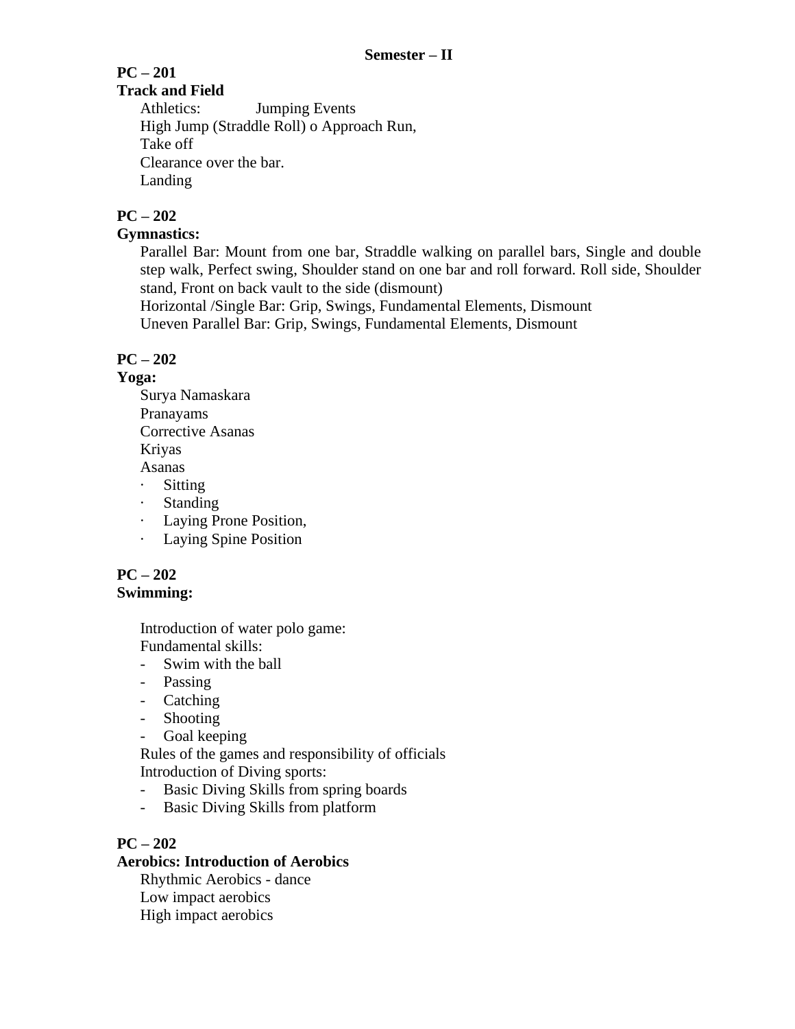## Semester – II

**PC – 201**

**Track and Field**

Athletics: Jumping Events

High Jump (Straddle Roll) o Approach Run,

Take off

Clearance over the bar.

Landing

**PC – 202**

**Gymnastics:**

Parallel Bar: Mount from one bar, Straddle walking on parallel bars, Single and double step walk, Perfect swing, Shoulder stand on one bar and roll forward. Roll side, Shoulder stand, Front on back vault to the side (dismount)

Horizontal /Single Bar: Grip, Swings, Fundamental Elements, Dismount

Uneven Parallel Bar: Grip, Swings, Fundamental Elements, Dismount

**PC – 202**

**Yoga:**

Surya Namaskara

Pranayams

Corrective Asanas

Kriyas

Asanas

- Sitting
- Standing
- Laying Prone Position,
- Laying Spine Position

**PC – 202**

**Swimming:**

Introduction of water polo game:

Fundamental skills:

- Swim with the ball
- Passing
- Catching
- Shooting
- Goal keeping

Rules of the games and responsibility of officials

Introduction of Diving sports:

- Basic Diving Skills from spring boards
- Basic Diving Skills from platform

**PC – 202**

**Aerobics: Introduction of Aerobics**

Rhythmic Aerobics - dance

Low impact aerobics

High impact aerobics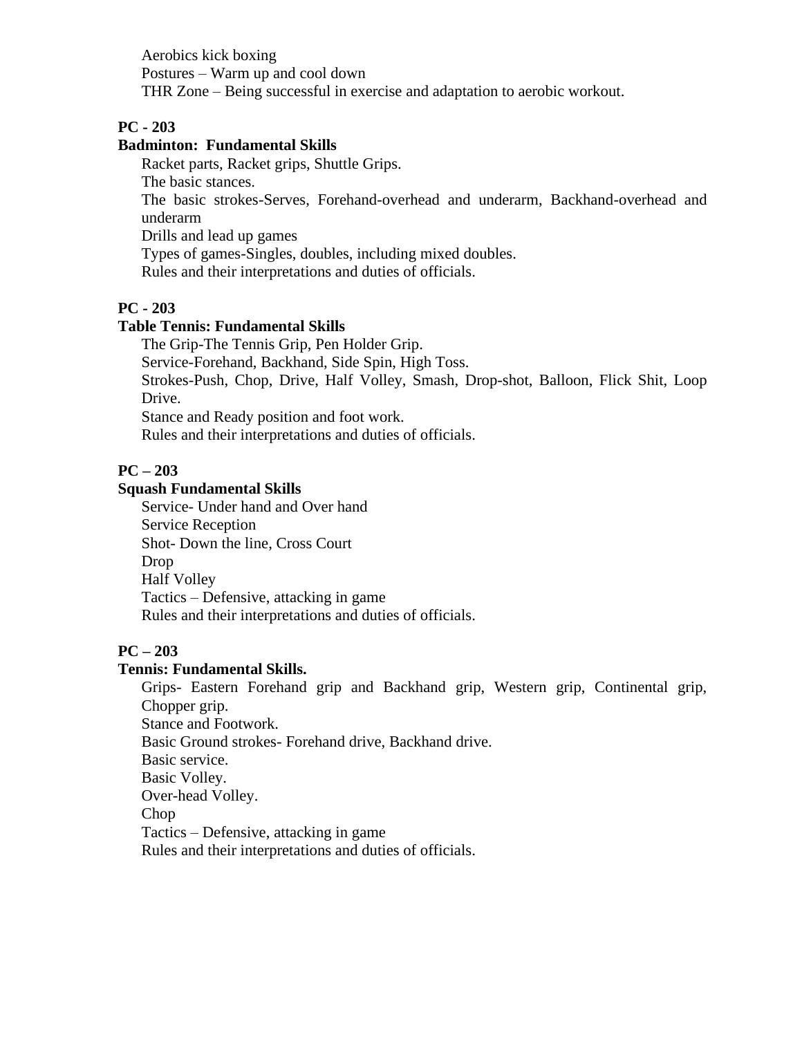Aerobics kick boxing
Postures – Warm up and cool down
THR Zone – Being successful in exercise and adaptation to aerobic workout.

**PC - 203**

**Badminton: Fundamental Skills**

Racket parts, Racket grips, Shuttle Grips.
The basic stances.
The basic strokes-Serves, Forehand-overhead and underarm, Backhand-overhead and underarm
Drills and lead up games
Types of games-Singles, doubles, including mixed doubles.
Rules and their interpretations and duties of officials.

**PC - 203**

**Table Tennis: Fundamental Skills**

The Grip-The Tennis Grip, Pen Holder Grip.
Service-Forehand, Backhand, Side Spin, High Toss.
Strokes-Push, Chop, Drive, Half Volley, Smash, Drop-shot, Balloon, Flick Shit, Loop Drive.
Stance and Ready position and foot work.
Rules and their interpretations and duties of officials.

**PC – 203**

**Squash Fundamental Skills**

Service- Under hand and Over hand
Service Reception
Shot- Down the line, Cross Court
Drop
Half Volley
Tactics – Defensive, attacking in game
Rules and their interpretations and duties of officials.

**PC – 203**

**Tennis: Fundamental Skills.**

Grips- Eastern Forehand grip and Backhand grip, Western grip, Continental grip, Chopper grip.
Stance and Footwork.
Basic Ground strokes- Forehand drive, Backhand drive.
Basic service.
Basic Volley.
Over-head Volley.
Chop
Tactics – Defensive, attacking in game
Rules and their interpretations and duties of officials.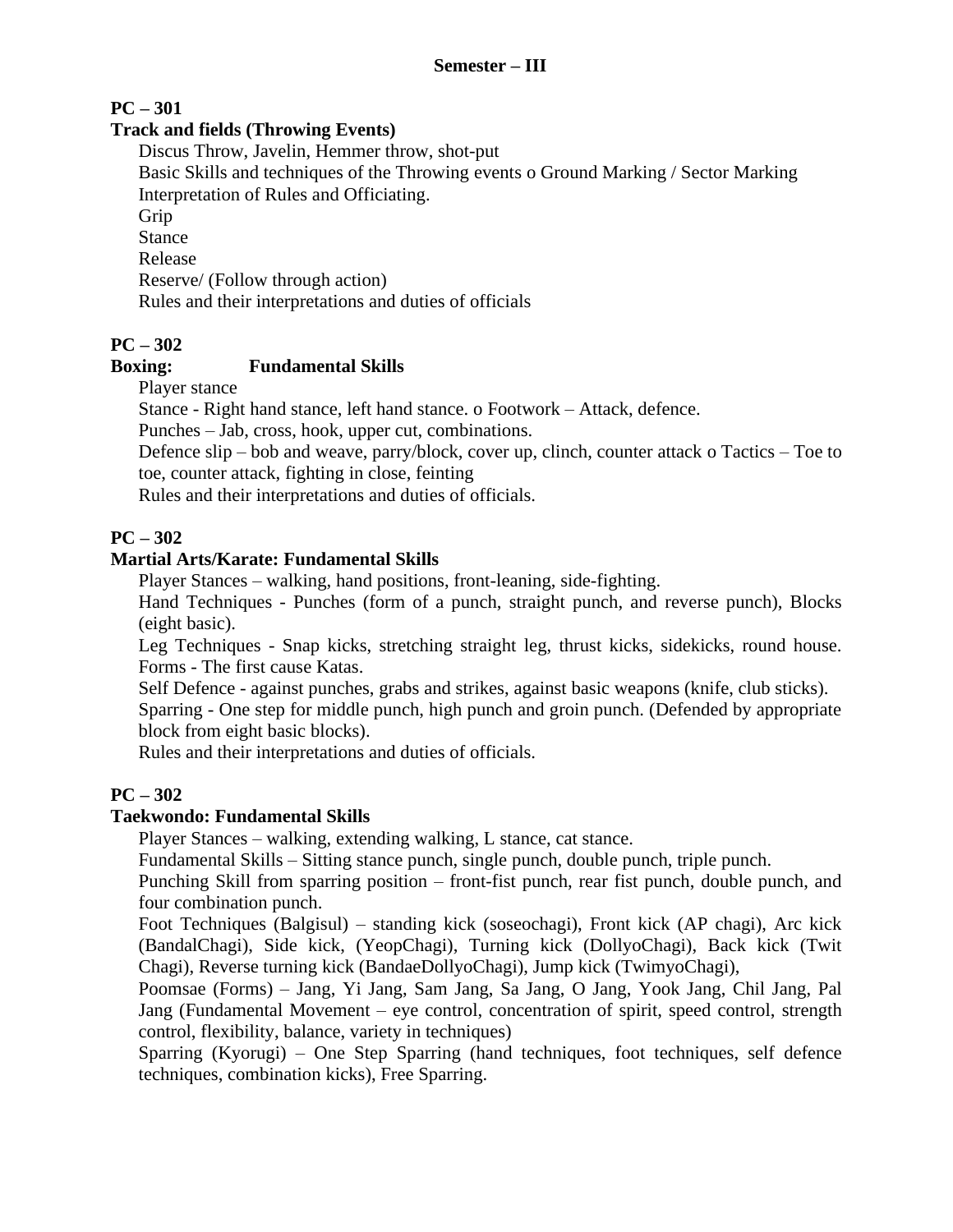## Semester – III

**PC – 301**

**Track and fields (Throwing Events)**

Discus Throw, Javelin, Hemmer throw, shot-put

Basic Skills and techniques of the Throwing events o Ground Marking / Sector Marking

Interpretation of Rules and Officiating.

Grip

Stance

Release

Reserve/ (Follow through action)

Rules and their interpretations and duties of officials

**PC – 302**

**Boxing: Fundamental Skills**

Player stance

Stance - Right hand stance, left hand stance. o Footwork – Attack, defence.

Punches – Jab, cross, hook, upper cut, combinations.

Defence slip – bob and weave, parry/block, cover up, clinch, counter attack o Tactics – Toe to toe, counter attack, fighting in close, feinting

Rules and their interpretations and duties of officials.

**PC – 302**

**Martial Arts/Karate: Fundamental Skills**

Player Stances – walking, hand positions, front-leaning, side-fighting.

Hand Techniques - Punches (form of a punch, straight punch, and reverse punch), Blocks (eight basic).

Leg Techniques - Snap kicks, stretching straight leg, thrust kicks, sidekicks, round house. Forms - The first cause Katas.

Self Defence - against punches, grabs and strikes, against basic weapons (knife, club sticks).

Sparring - One step for middle punch, high punch and groin punch. (Defended by appropriate block from eight basic blocks).

Rules and their interpretations and duties of officials.

**PC – 302**

**Taekwondo: Fundamental Skills**

Player Stances – walking, extending walking, L stance, cat stance.

Fundamental Skills – Sitting stance punch, single punch, double punch, triple punch.

Punching Skill from sparring position – front-fist punch, rear fist punch, double punch, and four combination punch.

Foot Techniques (Balgisul) – standing kick (soseochagi), Front kick (AP chagi), Arc kick (BandalChagi), Side kick, (YeopChagi), Turning kick (DollyoChagi), Back kick (Twit Chagi), Reverse turning kick (BandaeDollyoChagi), Jump kick (TwimyoChagi),

Poomsae (Forms) – Jang, Yi Jang, Sam Jang, Sa Jang, O Jang, Yook Jang, Chil Jang, Pal Jang (Fundamental Movement – eye control, concentration of spirit, speed control, strength control, flexibility, balance, variety in techniques)

Sparring (Kyorugi) – One Step Sparring (hand techniques, foot techniques, self defence techniques, combination kicks), Free Sparring.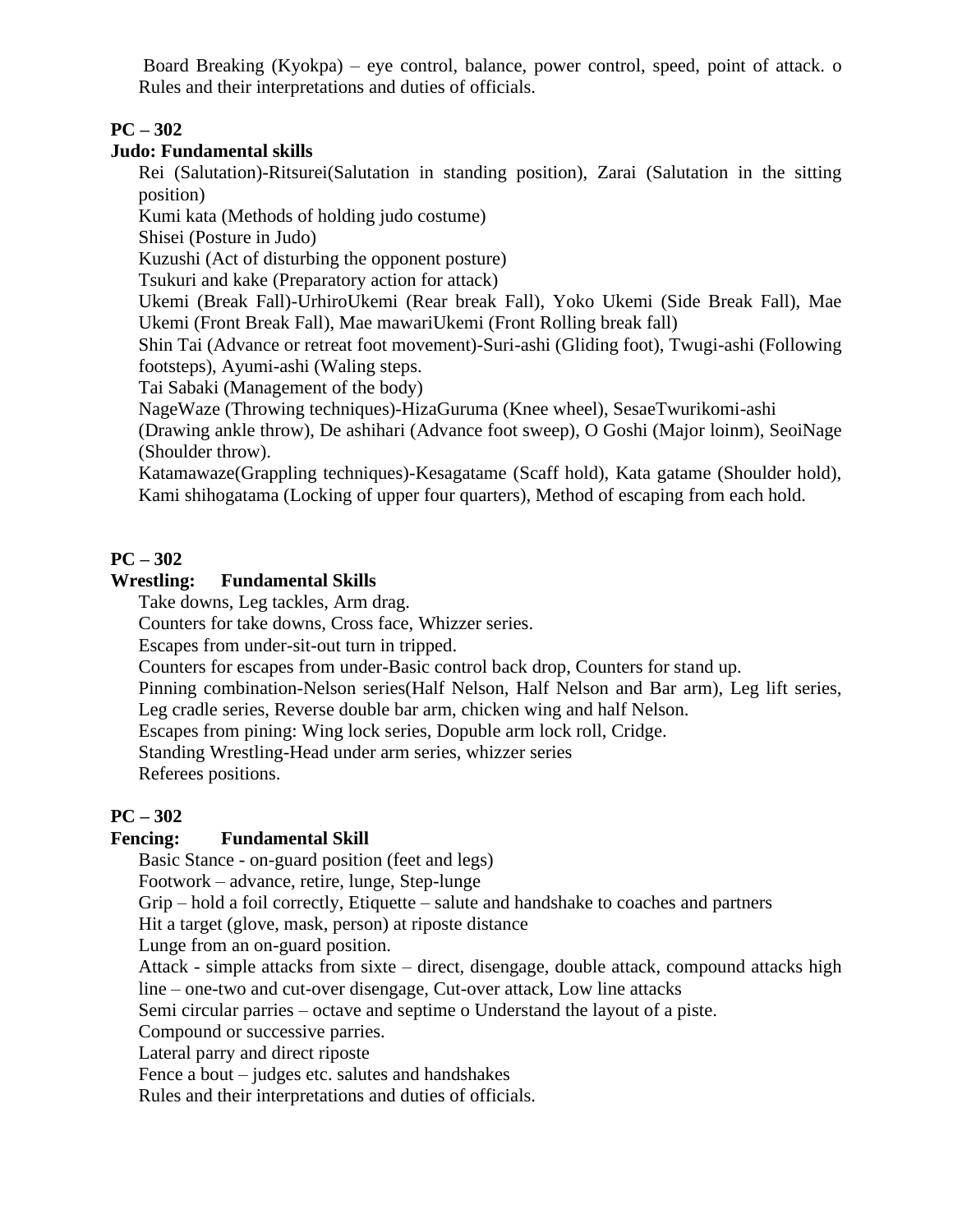Board Breaking (Kyokpa) – eye control, balance, power control, speed, point of attack. o Rules and their interpretations and duties of officials.

**PC – 302**

**Judo: Fundamental skills**

Rei (Salutation)-Ritsurei(Salutation in standing position), Zarai (Salutation in the sitting position)

Kumi kata (Methods of holding judo costume)

Shisei (Posture in Judo)

Kuzushi (Act of disturbing the opponent posture)

Tsukuri and kake (Preparatory action for attack)

Ukemi (Break Fall)-UrhiroUkemi (Rear break Fall), Yoko Ukemi (Side Break Fall), Mae Ukemi (Front Break Fall), Mae mawariUkemi (Front Rolling break fall)

Shin Tai (Advance or retreat foot movement)-Suri-ashi (Gliding foot), Twugi-ashi (Following footsteps), Ayumi-ashi (Waling steps.

Tai Sabaki (Management of the body)

NageWaze (Throwing techniques)-HizaGuruma (Knee wheel), SesaeTwurikomi-ashi (Drawing ankle throw), De ashihari (Advance foot sweep), O Goshi (Major loinm), SeoiNage (Shoulder throw).

Katamawaze(Grappling techniques)-Kesagatame (Scaff hold), Kata gatame (Shoulder hold), Kami shihogatama (Locking of upper four quarters), Method of escaping from each hold.

**PC – 302**

**Wrestling: Fundamental Skills**

Take downs, Leg tackles, Arm drag.

Counters for take downs, Cross face, Whizzer series.

Escapes from under-sit-out turn in tripped.

Counters for escapes from under-Basic control back drop, Counters for stand up.

Pinning combination-Nelson series(Half Nelson, Half Nelson and Bar arm), Leg lift series, Leg cradle series, Reverse double bar arm, chicken wing and half Nelson.

Escapes from pining: Wing lock series, Dopuble arm lock roll, Cridge.

Standing Wrestling-Head under arm series, whizzer series

Referees positions.

**PC – 302**

**Fencing: Fundamental Skill**

Basic Stance - on-guard position (feet and legs)

Footwork – advance, retire, lunge, Step-lunge

Grip – hold a foil correctly, Etiquette – salute and handshake to coaches and partners

Hit a target (glove, mask, person) at riposte distance

Lunge from an on-guard position.

Attack - simple attacks from sixte – direct, disengage, double attack, compound attacks high line – one-two and cut-over disengage, Cut-over attack, Low line attacks

Semi circular parries – octave and septime o Understand the layout of a piste.

Compound or successive parries.

Lateral parry and direct riposte

Fence a bout – judges etc. salutes and handshakes

Rules and their interpretations and duties of officials.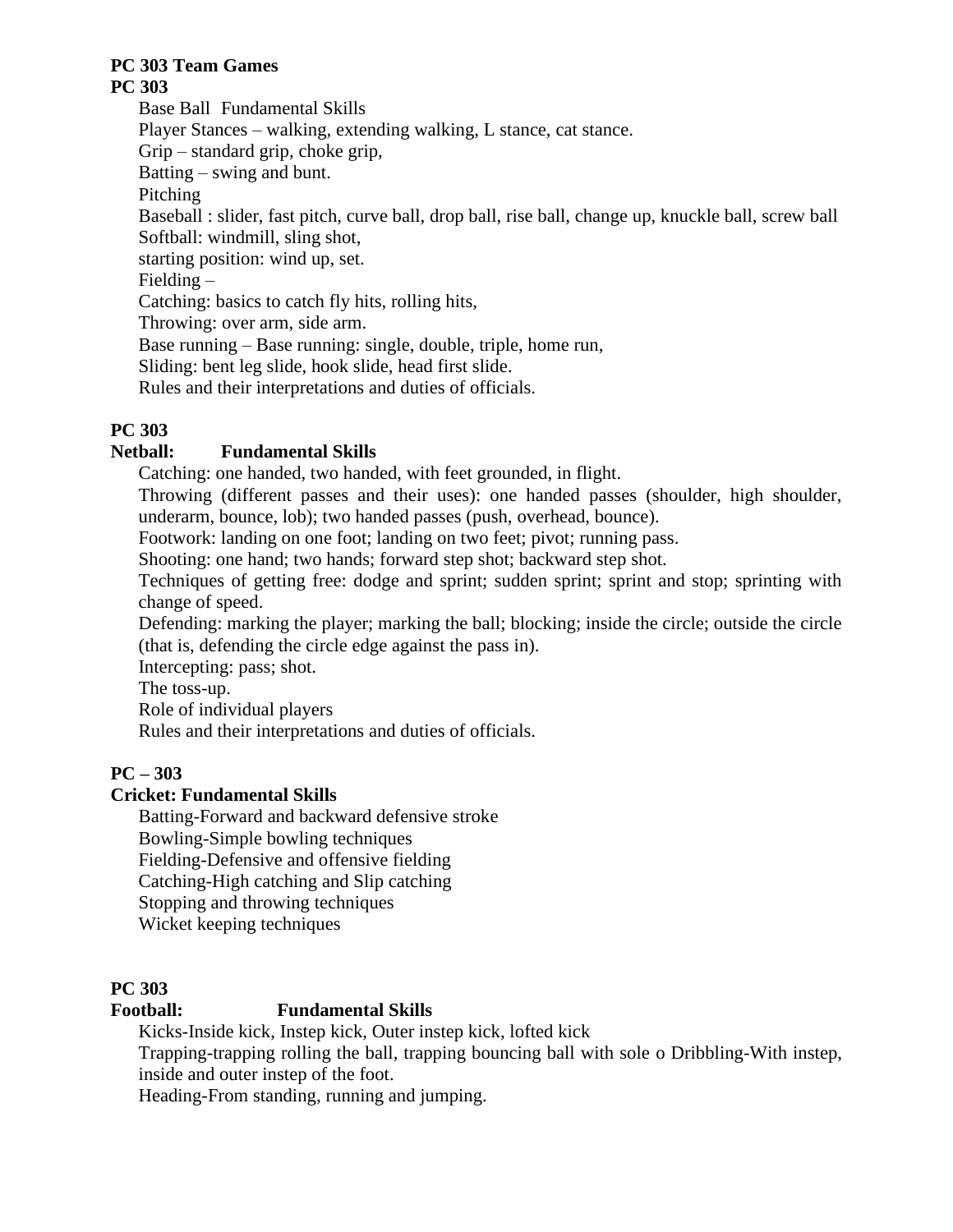**PC 303 Team Games**

**PC 303**

Base Ball Fundamental Skills

Player Stances – walking, extending walking, L stance, cat stance.

Grip – standard grip, choke grip,

Batting – swing and bunt.

Pitching

Baseball : slider, fast pitch, curve ball, drop ball, rise ball, change up, knuckle ball, screw ball

Softball: windmill, sling shot,

starting position: wind up, set.

Fielding –

Catching: basics to catch fly hits, rolling hits,

Throwing: over arm, side arm.

Base running – Base running: single, double, triple, home run,

Sliding: bent leg slide, hook slide, head first slide.

Rules and their interpretations and duties of officials.

**PC 303**

**Netball: Fundamental Skills**

Catching: one handed, two handed, with feet grounded, in flight.

Throwing (different passes and their uses): one handed passes (shoulder, high shoulder, underarm, bounce, lob); two handed passes (push, overhead, bounce).

Footwork: landing on one foot; landing on two feet; pivot; running pass.

Shooting: one hand; two hands; forward step shot; backward step shot.

Techniques of getting free: dodge and sprint; sudden sprint; sprint and stop; sprinting with change of speed.

Defending: marking the player; marking the ball; blocking; inside the circle; outside the circle (that is, defending the circle edge against the pass in).

Intercepting: pass; shot.

The toss-up.

Role of individual players

Rules and their interpretations and duties of officials.

**PC – 303**

**Cricket: Fundamental Skills**

Batting-Forward and backward defensive stroke

Bowling-Simple bowling techniques

Fielding-Defensive and offensive fielding

Catching-High catching and Slip catching

Stopping and throwing techniques

Wicket keeping techniques

**PC 303**

**Football: Fundamental Skills**

Kicks-Inside kick, Instep kick, Outer instep kick, lofted kick

Trapping-trapping rolling the ball, trapping bouncing ball with sole o Dribbling-With instep, inside and outer instep of the foot.

Heading-From standing, running and jumping.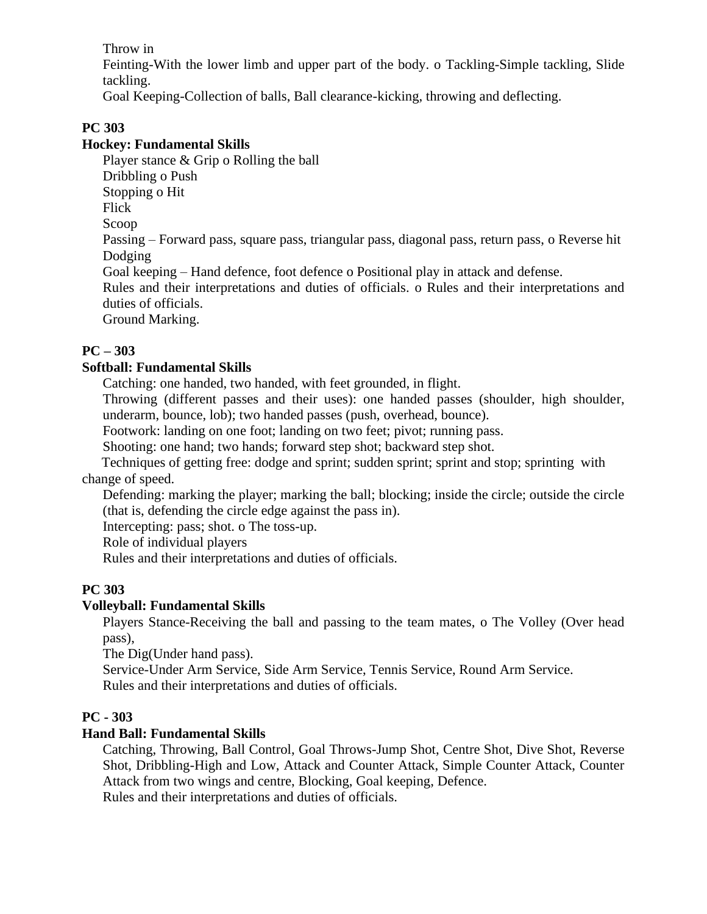Throw in

Feinting-With the lower limb and upper part of the body. o Tackling-Simple tackling, Slide tackling.

Goal Keeping-Collection of balls, Ball clearance-kicking, throwing and deflecting.

**PC 303**

**Hockey: Fundamental Skills**

Player stance & Grip o Rolling the ball

Dribbling o Push

Stopping o Hit

Flick

Scoop

Passing – Forward pass, square pass, triangular pass, diagonal pass, return pass, o Reverse hit

Dodging

Goal keeping – Hand defence, foot defence o Positional play in attack and defense.

Rules and their interpretations and duties of officials. o Rules and their interpretations and duties of officials.

Ground Marking.

**PC – 303**

**Softball: Fundamental Skills**

Catching: one handed, two handed, with feet grounded, in flight.

Throwing (different passes and their uses): one handed passes (shoulder, high shoulder, underarm, bounce, lob); two handed passes (push, overhead, bounce).

Footwork: landing on one foot; landing on two feet; pivot; running pass.

Shooting: one hand; two hands; forward step shot; backward step shot.

Techniques of getting free: dodge and sprint; sudden sprint; sprint and stop; sprinting with change of speed.

Defending: marking the player; marking the ball; blocking; inside the circle; outside the circle (that is, defending the circle edge against the pass in).

Intercepting: pass; shot. o The toss-up.

Role of individual players

Rules and their interpretations and duties of officials.

**PC 303**

**Volleyball: Fundamental Skills**

Players Stance-Receiving the ball and passing to the team mates, o The Volley (Over head pass),

The Dig(Under hand pass).

Service-Under Arm Service, Side Arm Service, Tennis Service, Round Arm Service.

Rules and their interpretations and duties of officials.

**PC - 303**

**Hand Ball: Fundamental Skills**

Catching, Throwing, Ball Control, Goal Throws-Jump Shot, Centre Shot, Dive Shot, Reverse Shot, Dribbling-High and Low, Attack and Counter Attack, Simple Counter Attack, Counter Attack from two wings and centre, Blocking, Goal keeping, Defence.

Rules and their interpretations and duties of officials.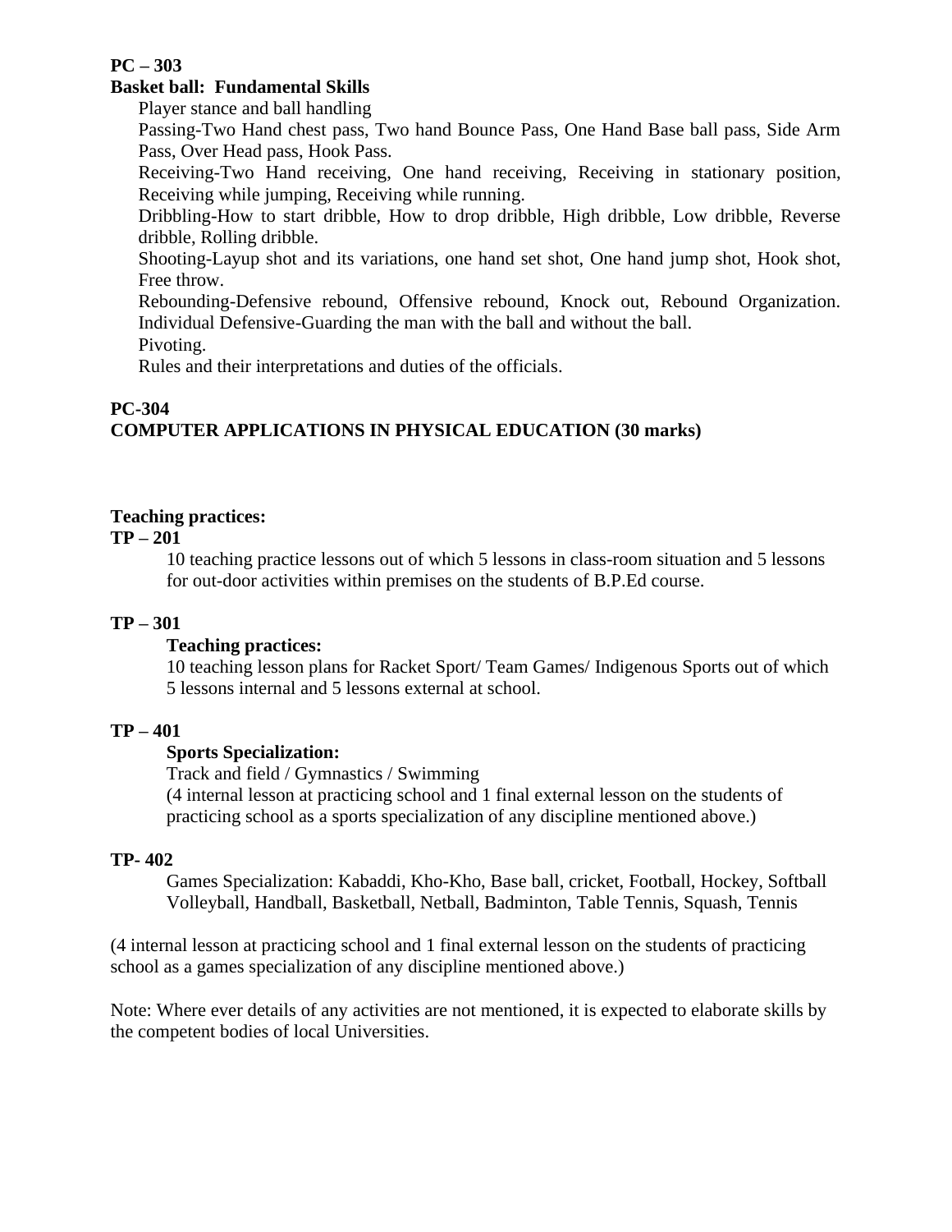**PC – 303**

**Basket ball: Fundamental Skills**

Player stance and ball handling

Passing-Two Hand chest pass, Two hand Bounce Pass, One Hand Base ball pass, Side Arm Pass, Over Head pass, Hook Pass.

Receiving-Two Hand receiving, One hand receiving, Receiving in stationary position, Receiving while jumping, Receiving while running.

Dribbling-How to start dribble, How to drop dribble, High dribble, Low dribble, Reverse dribble, Rolling dribble.

Shooting-Layup shot and its variations, one hand set shot, One hand jump shot, Hook shot, Free throw.

Rebounding-Defensive rebound, Offensive rebound, Knock out, Rebound Organization. Individual Defensive-Guarding the man with the ball and without the ball.

Pivoting.

Rules and their interpretations and duties of the officials.

**PC-304**

**COMPUTER APPLICATIONS IN PHYSICAL EDUCATION (30 marks)**

**Teaching practices:**

**TP – 201**

10 teaching practice lessons out of which 5 lessons in class-room situation and 5 lessons for out-door activities within premises on the students of B.P.Ed course.

**TP – 301**

**Teaching practices:**

10 teaching lesson plans for Racket Sport/ Team Games/ Indigenous Sports out of which 5 lessons internal and 5 lessons external at school.

**TP – 401**

**Sports Specialization:**

Track and field / Gymnastics / Swimming

(4 internal lesson at practicing school and 1 final external lesson on the students of practicing school as a sports specialization of any discipline mentioned above.)

**TP- 402**

Games Specialization: Kabaddi, Kho-Kho, Base ball, cricket, Football, Hockey, Softball Volleyball, Handball, Basketball, Netball, Badminton, Table Tennis, Squash, Tennis

(4 internal lesson at practicing school and 1 final external lesson on the students of practicing school as a games specialization of any discipline mentioned above.)

Note: Where ever details of any activities are not mentioned, it is expected to elaborate skills by the competent bodies of local Universities.